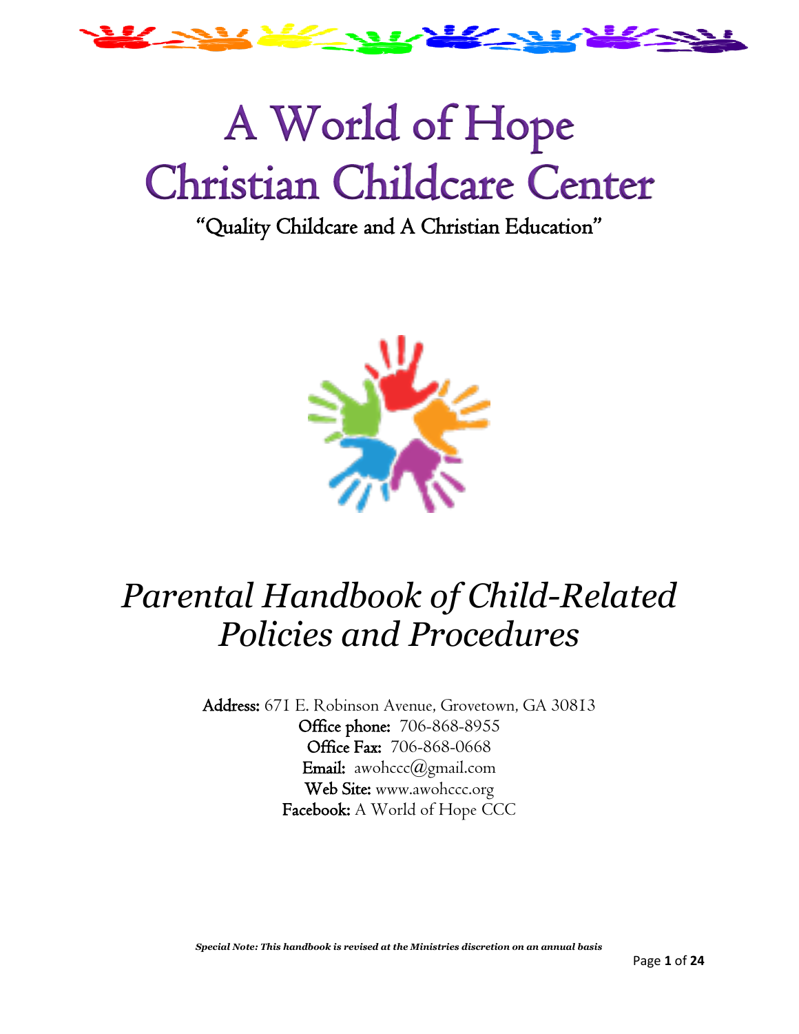# A World of Hope Christian Childcare Center

"Quality Childcare and A Christian Education"

## *Parental Handbook of Child-Related Policies and Procedures*

**Address:** 671 E. Robinson Avenue, Grovetown, GA 30813
**Office phone:** 706-868-8955
**Office Fax:** 706-868-0668
**Email:** awohccc@gmail.com
**Web Site:** www.awohccc.org
**Facebook:** A World of Hope CCC

***Special Note: This handbook is revised at the Ministries discretion on an annual basis***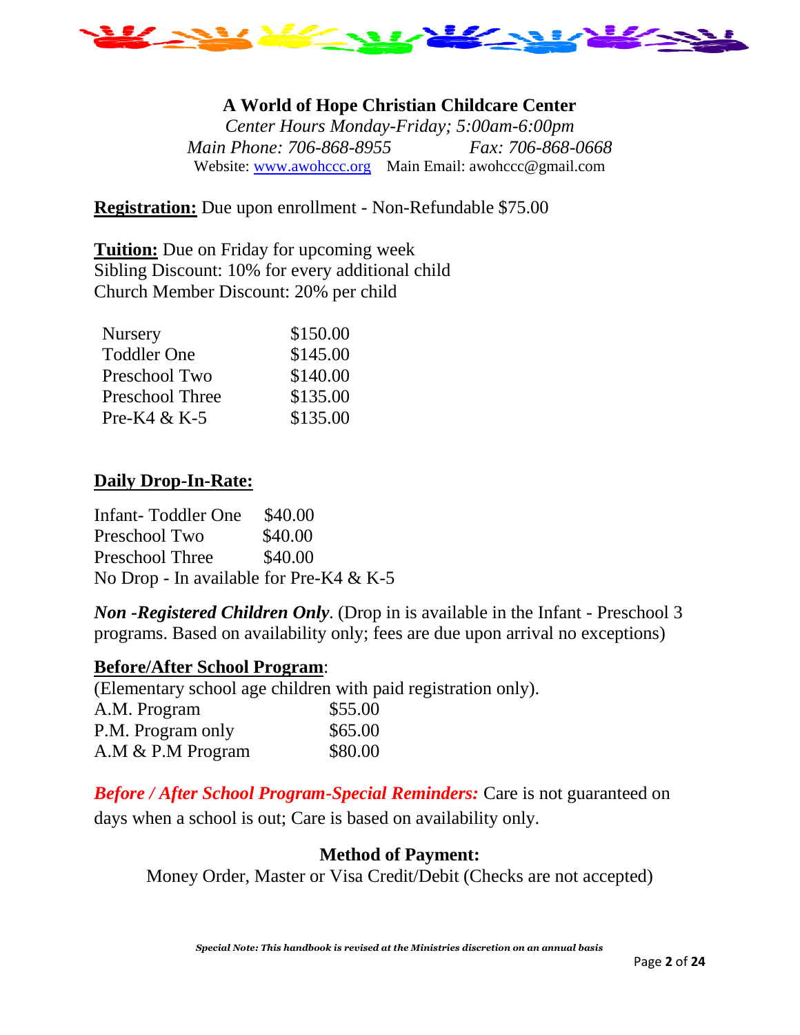**A World of Hope Christian Childcare Center**

*Center Hours Monday-Friday; 5:00am-6:00pm*

*Main Phone: 706-868-8955 Fax: 706-868-0668*

Website: www.awohccc.org Main Email: awohccc@gmail.com

**Registration:** Due upon enrollment - Non-Refundable $75.00

**Tuition:** Due on Friday for upcoming week
Sibling Discount: 10% for every additional child
Church Member Discount: 20% per child

| | |
|---|---|
| Nursery | $150.00 |
| Toddler One | $145.00 |
| Preschool Two | $140.00 |
| Preschool Three | $135.00 |
| Pre-K4 & K-5 | $135.00 |

**Daily Drop-In-Rate:**

| | |
|---|---|
| Infant- Toddler One | $40.00 |
| Preschool Two | $40.00 |
| Preschool Three | $40.00 |

No Drop - In available for Pre-K4 & K-5

***Non -Registered Children Only***. (Drop in is available in the Infant - Preschool 3 programs. Based on availability only; fees are due upon arrival no exceptions)

**Before/After School Program**:

(Elementary school age children with paid registration only).

| | |
|---|---|
| A.M. Program | $55.00 |
| P.M. Program only | $65.00 |
| A.M & P.M Program | $80.00 |

***Before / After School Program-Special Reminders:*** Care is not guaranteed on days when a school is out; Care is based on availability only.

**Method of Payment:**

Money Order, Master or Visa Credit/Debit (Checks are not accepted)

***Special Note: This handbook is revised at the Ministries discretion on an annual basis***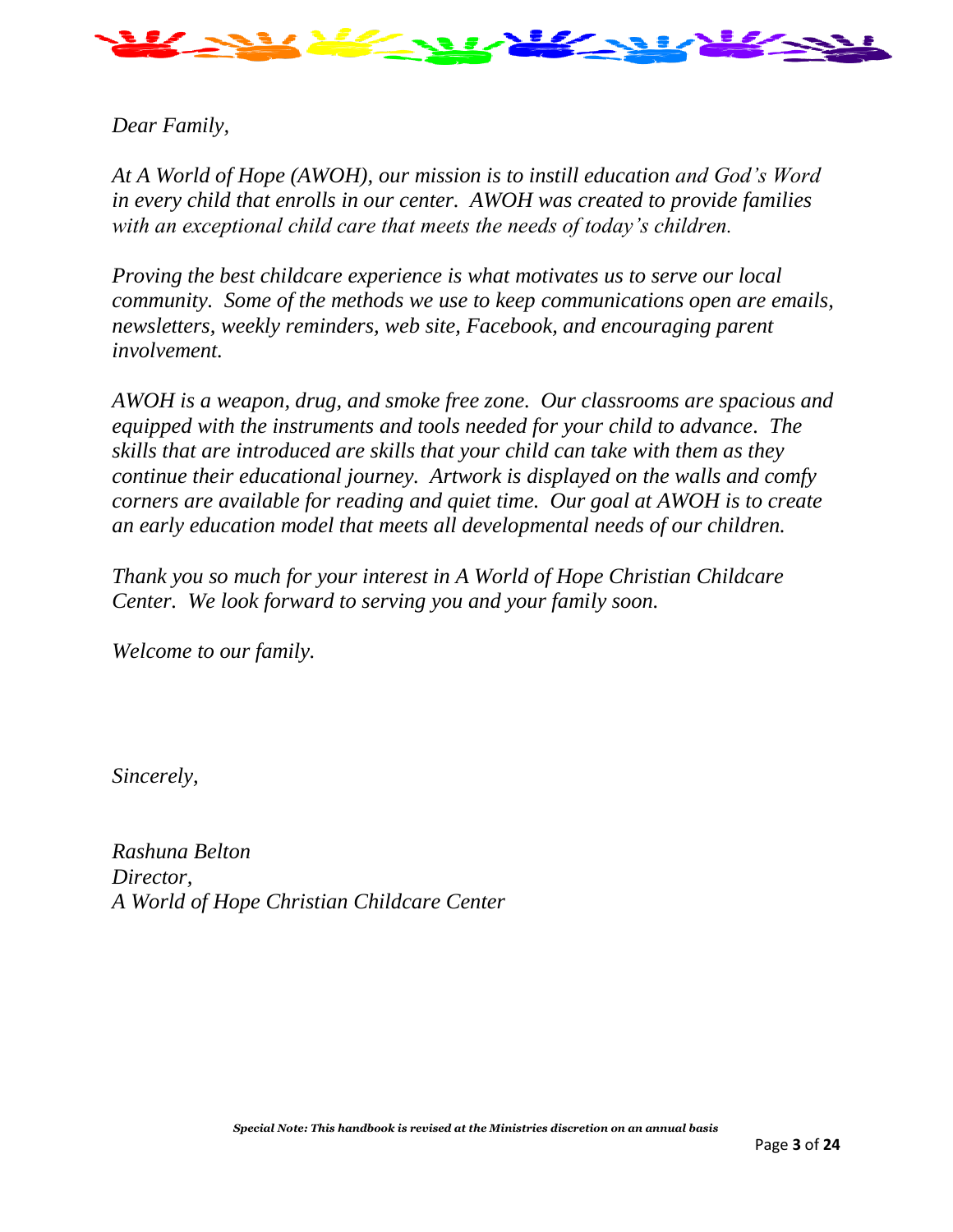*Dear Family,*

*At A World of Hope (AWOH), our mission is to instill education and God's Word in every child that enrolls in our center. AWOH was created to provide families with an exceptional child care that meets the needs of today's children.*

*Proving the best childcare experience is what motivates us to serve our local community. Some of the methods we use to keep communications open are emails, newsletters, weekly reminders, web site, Facebook, and encouraging parent involvement.*

*AWOH is a weapon, drug, and smoke free zone. Our classrooms are spacious and equipped with the instruments and tools needed for your child to advance. The skills that are introduced are skills that your child can take with them as they continue their educational journey. Artwork is displayed on the walls and comfy corners are available for reading and quiet time. Our goal at AWOH is to create an early education model that meets all developmental needs of our children.*

*Thank you so much for your interest in A World of Hope Christian Childcare Center. We look forward to serving you and your family soon.*

*Welcome to our family.*

*Sincerely,*

*Rashuna Belton*
*Director,*
*A World of Hope Christian Childcare Center*

***Special Note: This handbook is revised at the Ministries discretion on an annual basis***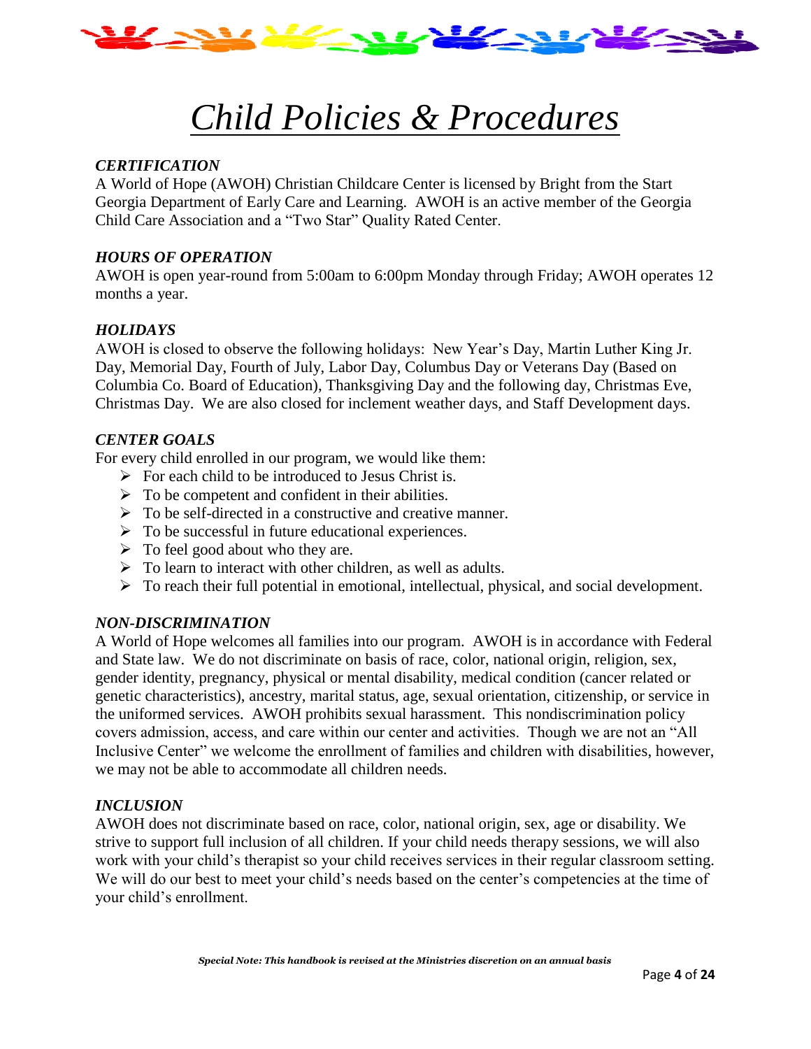# *Child Policies & Procedures*

### *CERTIFICATION*

A World of Hope (AWOH) Christian Childcare Center is licensed by Bright from the Start Georgia Department of Early Care and Learning. AWOH is an active member of the Georgia Child Care Association and a "Two Star" Quality Rated Center.

### *HOURS OF OPERATION*

AWOH is open year-round from 5:00am to 6:00pm Monday through Friday; AWOH operates 12 months a year.

### *HOLIDAYS*

AWOH is closed to observe the following holidays: New Year's Day, Martin Luther King Jr. Day, Memorial Day, Fourth of July, Labor Day, Columbus Day or Veterans Day (Based on Columbia Co. Board of Education), Thanksgiving Day and the following day, Christmas Eve, Christmas Day. We are also closed for inclement weather days, and Staff Development days.

### *CENTER GOALS*

For every child enrolled in our program, we would like them:

- For each child to be introduced to Jesus Christ is.
- To be competent and confident in their abilities.
- To be self-directed in a constructive and creative manner.
- To be successful in future educational experiences.
- To feel good about who they are.
- To learn to interact with other children, as well as adults.
- To reach their full potential in emotional, intellectual, physical, and social development.

### *NON-DISCRIMINATION*

A World of Hope welcomes all families into our program. AWOH is in accordance with Federal and State law. We do not discriminate on basis of race, color, national origin, religion, sex, gender identity, pregnancy, physical or mental disability, medical condition (cancer related or genetic characteristics), ancestry, marital status, age, sexual orientation, citizenship, or service in the uniformed services. AWOH prohibits sexual harassment. This nondiscrimination policy covers admission, access, and care within our center and activities. Though we are not an "All Inclusive Center" we welcome the enrollment of families and children with disabilities, however, we may not be able to accommodate all children needs.

### *INCLUSION*

AWOH does not discriminate based on race, color, national origin, sex, age or disability. We strive to support full inclusion of all children. If your child needs therapy sessions, we will also work with your child's therapist so your child receives services in their regular classroom setting. We will do our best to meet your child's needs based on the center's competencies at the time of your child's enrollment.

***Special Note: This handbook is revised at the Ministries discretion on an annual basis***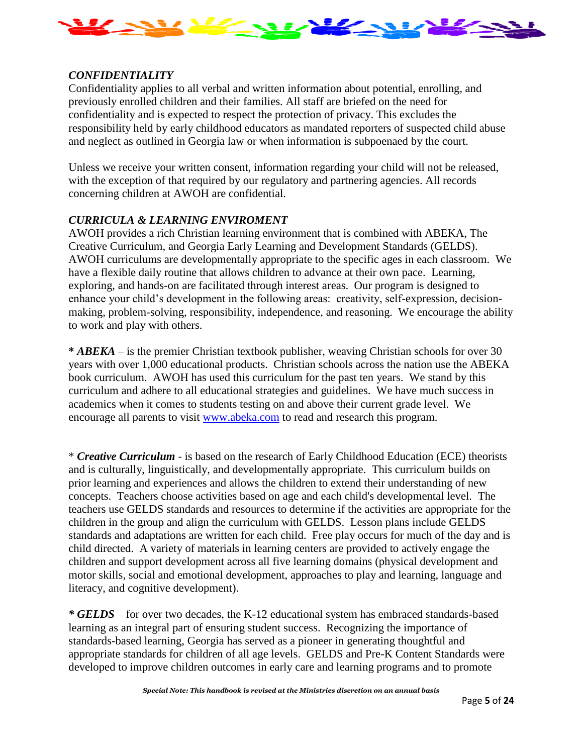### *CONFIDENTIALITY*

Confidentiality applies to all verbal and written information about potential, enrolling, and previously enrolled children and their families. All staff are briefed on the need for confidentiality and is expected to respect the protection of privacy. This excludes the responsibility held by early childhood educators as mandated reporters of suspected child abuse and neglect as outlined in Georgia law or when information is subpoenaed by the court.

Unless we receive your written consent, information regarding your child will not be released, with the exception of that required by our regulatory and partnering agencies. All records concerning children at AWOH are confidential.

### *CURRICULA & LEARNING ENVIROMENT*

AWOH provides a rich Christian learning environment that is combined with ABEKA, The Creative Curriculum, and Georgia Early Learning and Development Standards (GELDS). AWOH curriculums are developmentally appropriate to the specific ages in each classroom. We have a flexible daily routine that allows children to advance at their own pace. Learning, exploring, and hands-on are facilitated through interest areas. Our program is designed to enhance your child's development in the following areas: creativity, self-expression, decision-making, problem-solving, responsibility, independence, and reasoning. We encourage the ability to work and play with others.

**\*** ***ABEKA*** – is the premier Christian textbook publisher, weaving Christian schools for over 30 years with over 1,000 educational products. Christian schools across the nation use the ABEKA book curriculum. AWOH has used this curriculum for the past ten years. We stand by this curriculum and adhere to all educational strategies and guidelines. We have much success in academics when it comes to students testing on and above their current grade level. We encourage all parents to visit [www.abeka.com](http://www.abeka.com) to read and research this program.

\* ***Creative Curriculum*** - is based on the research of Early Childhood Education (ECE) theorists and is culturally, linguistically, and developmentally appropriate. This curriculum builds on prior learning and experiences and allows the children to extend their understanding of new concepts. Teachers choose activities based on age and each child's developmental level. The teachers use GELDS standards and resources to determine if the activities are appropriate for the children in the group and align the curriculum with GELDS. Lesson plans include GELDS standards and adaptations are written for each child. Free play occurs for much of the day and is child directed. A variety of materials in learning centers are provided to actively engage the children and support development across all five learning domains (physical development and motor skills, social and emotional development, approaches to play and learning, language and literacy, and cognitive development).

***\* GELDS*** – for over two decades, the K-12 educational system has embraced standards-based learning as an integral part of ensuring student success. Recognizing the importance of standards-based learning, Georgia has served as a pioneer in generating thoughtful and appropriate standards for children of all age levels. GELDS and Pre-K Content Standards were developed to improve children outcomes in early care and learning programs and to promote

***Special Note: This handbook is revised at the Ministries discretion on an annual basis***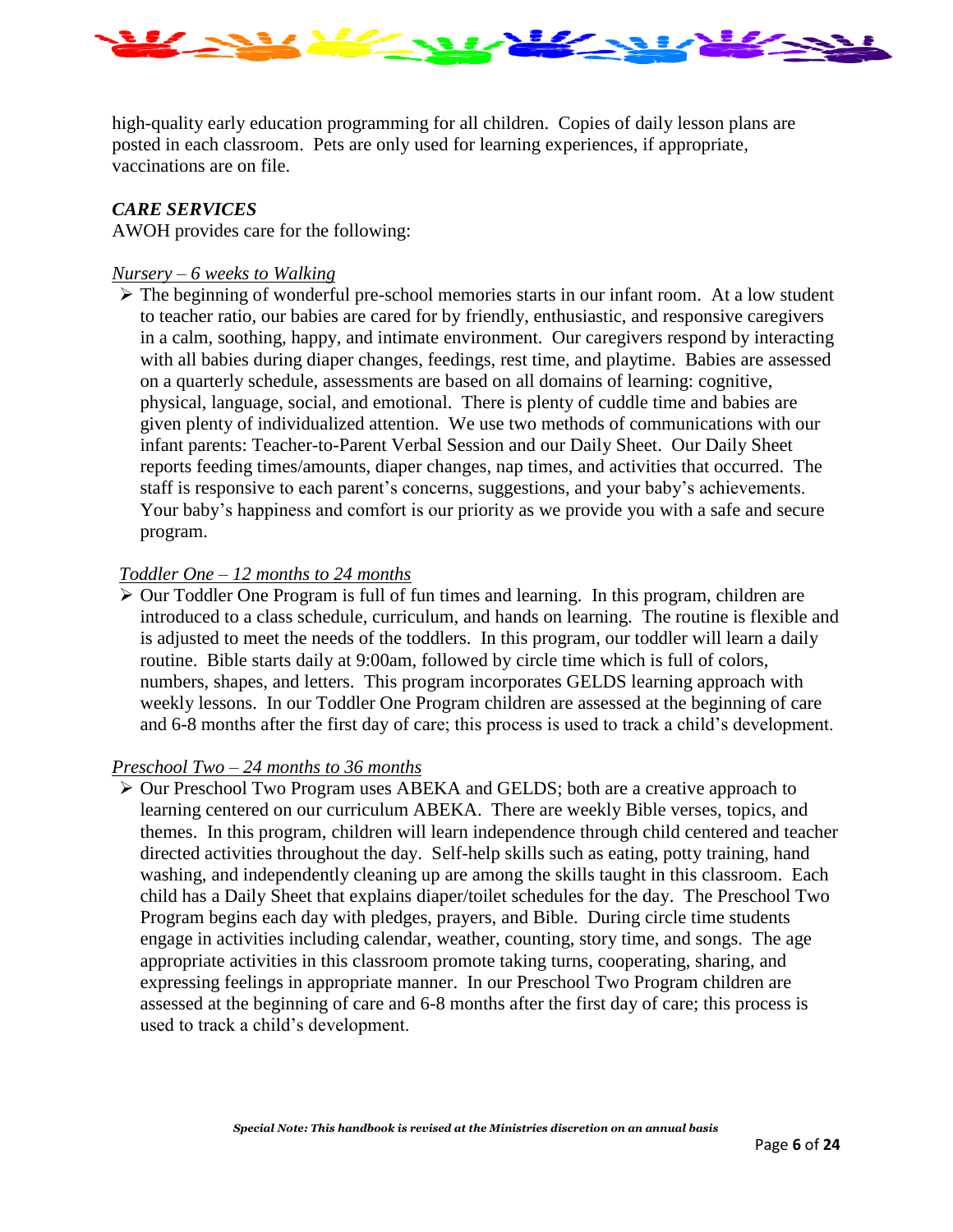high-quality early education programming for all children. Copies of daily lesson plans are posted in each classroom. Pets are only used for learning experiences, if appropriate, vaccinations are on file.

### *CARE SERVICES*

AWOH provides care for the following:

*Nursery – 6 weeks to Walking*

- The beginning of wonderful pre-school memories starts in our infant room. At a low student to teacher ratio, our babies are cared for by friendly, enthusiastic, and responsive caregivers in a calm, soothing, happy, and intimate environment. Our caregivers respond by interacting with all babies during diaper changes, feedings, rest time, and playtime. Babies are assessed on a quarterly schedule, assessments are based on all domains of learning: cognitive, physical, language, social, and emotional. There is plenty of cuddle time and babies are given plenty of individualized attention. We use two methods of communications with our infant parents: Teacher-to-Parent Verbal Session and our Daily Sheet. Our Daily Sheet reports feeding times/amounts, diaper changes, nap times, and activities that occurred. The staff is responsive to each parent's concerns, suggestions, and your baby's achievements. Your baby's happiness and comfort is our priority as we provide you with a safe and secure program.

*Toddler One – 12 months to 24 months*

- Our Toddler One Program is full of fun times and learning. In this program, children are introduced to a class schedule, curriculum, and hands on learning. The routine is flexible and is adjusted to meet the needs of the toddlers. In this program, our toddler will learn a daily routine. Bible starts daily at 9:00am, followed by circle time which is full of colors, numbers, shapes, and letters. This program incorporates GELDS learning approach with weekly lessons. In our Toddler One Program children are assessed at the beginning of care and 6-8 months after the first day of care; this process is used to track a child's development.

*Preschool Two – 24 months to 36 months*

- Our Preschool Two Program uses ABEKA and GELDS; both are a creative approach to learning centered on our curriculum ABEKA. There are weekly Bible verses, topics, and themes. In this program, children will learn independence through child centered and teacher directed activities throughout the day. Self-help skills such as eating, potty training, hand washing, and independently cleaning up are among the skills taught in this classroom. Each child has a Daily Sheet that explains diaper/toilet schedules for the day. The Preschool Two Program begins each day with pledges, prayers, and Bible. During circle time students engage in activities including calendar, weather, counting, story time, and songs. The age appropriate activities in this classroom promote taking turns, cooperating, sharing, and expressing feelings in appropriate manner. In our Preschool Two Program children are assessed at the beginning of care and 6-8 months after the first day of care; this process is used to track a child's development.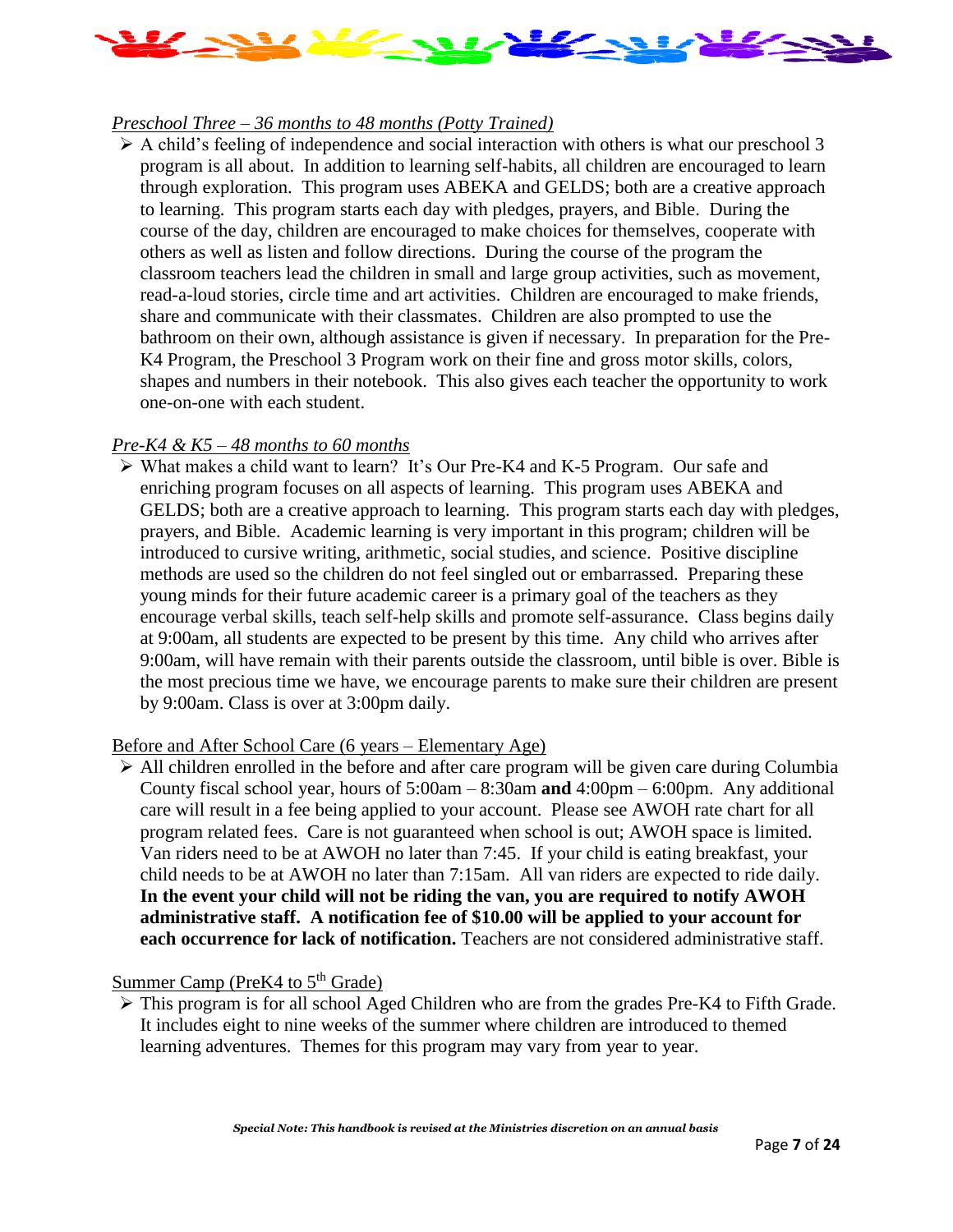*Preschool Three – 36 months to 48 months (Potty Trained)*

- A child's feeling of independence and social interaction with others is what our preschool 3 program is all about. In addition to learning self-habits, all children are encouraged to learn through exploration. This program uses ABEKA and GELDS; both are a creative approach to learning. This program starts each day with pledges, prayers, and Bible. During the course of the day, children are encouraged to make choices for themselves, cooperate with others as well as listen and follow directions. During the course of the program the classroom teachers lead the children in small and large group activities, such as movement, read-a-loud stories, circle time and art activities. Children are encouraged to make friends, share and communicate with their classmates. Children are also prompted to use the bathroom on their own, although assistance is given if necessary. In preparation for the Pre-K4 Program, the Preschool 3 Program work on their fine and gross motor skills, colors, shapes and numbers in their notebook. This also gives each teacher the opportunity to work one-on-one with each student.

*Pre-K4 & K5 – 48 months to 60 months*

- What makes a child want to learn? It's Our Pre-K4 and K-5 Program. Our safe and enriching program focuses on all aspects of learning. This program uses ABEKA and GELDS; both are a creative approach to learning. This program starts each day with pledges, prayers, and Bible. Academic learning is very important in this program; children will be introduced to cursive writing, arithmetic, social studies, and science. Positive discipline methods are used so the children do not feel singled out or embarrassed. Preparing these young minds for their future academic career is a primary goal of the teachers as they encourage verbal skills, teach self-help skills and promote self-assurance. Class begins daily at 9:00am, all students are expected to be present by this time. Any child who arrives after 9:00am, will have remain with their parents outside the classroom, until bible is over. Bible is the most precious time we have, we encourage parents to make sure their children are present by 9:00am. Class is over at 3:00pm daily.

Before and After School Care (6 years – Elementary Age)

- All children enrolled in the before and after care program will be given care during Columbia County fiscal school year, hours of 5:00am – 8:30am **and** 4:00pm – 6:00pm. Any additional care will result in a fee being applied to your account. Please see AWOH rate chart for all program related fees. Care is not guaranteed when school is out; AWOH space is limited. Van riders need to be at AWOH no later than 7:45. If your child is eating breakfast, your child needs to be at AWOH no later than 7:15am. All van riders are expected to ride daily. **In the event your child will not be riding the van, you are required to notify AWOH administrative staff. A notification fee of $10.00 will be applied to your account for each occurrence for lack of notification.** Teachers are not considered administrative staff.

Summer Camp (PreK4 to 5th Grade)

- This program is for all school Aged Children who are from the grades Pre-K4 to Fifth Grade. It includes eight to nine weeks of the summer where children are introduced to themed learning adventures. Themes for this program may vary from year to year.

***Special Note: This handbook is revised at the Ministries discretion on an annual basis***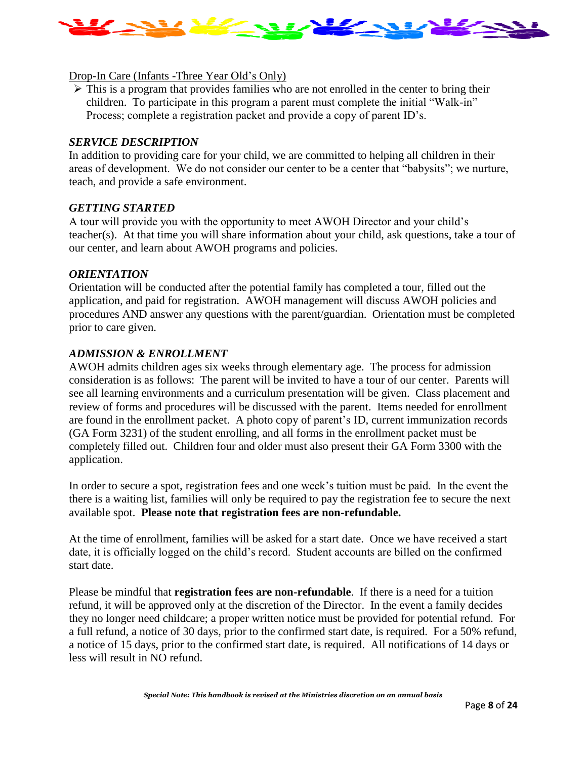Drop-In Care (Infants -Three Year Old's Only)

- This is a program that provides families who are not enrolled in the center to bring their children. To participate in this program a parent must complete the initial "Walk-in" Process; complete a registration packet and provide a copy of parent ID's.

### *SERVICE DESCRIPTION*

In addition to providing care for your child, we are committed to helping all children in their areas of development. We do not consider our center to be a center that "babysits"; we nurture, teach, and provide a safe environment.

### *GETTING STARTED*

A tour will provide you with the opportunity to meet AWOH Director and your child's teacher(s). At that time you will share information about your child, ask questions, take a tour of our center, and learn about AWOH programs and policies.

### *ORIENTATION*

Orientation will be conducted after the potential family has completed a tour, filled out the application, and paid for registration. AWOH management will discuss AWOH policies and procedures AND answer any questions with the parent/guardian. Orientation must be completed prior to care given.

### *ADMISSION & ENROLLMENT*

AWOH admits children ages six weeks through elementary age. The process for admission consideration is as follows: The parent will be invited to have a tour of our center. Parents will see all learning environments and a curriculum presentation will be given. Class placement and review of forms and procedures will be discussed with the parent. Items needed for enrollment are found in the enrollment packet. A photo copy of parent's ID, current immunization records (GA Form 3231) of the student enrolling, and all forms in the enrollment packet must be completely filled out. Children four and older must also present their GA Form 3300 with the application.

In order to secure a spot, registration fees and one week's tuition must be paid. In the event the there is a waiting list, families will only be required to pay the registration fee to secure the next available spot. **Please note that registration fees are non-refundable.**

At the time of enrollment, families will be asked for a start date. Once we have received a start date, it is officially logged on the child's record. Student accounts are billed on the confirmed start date.

Please be mindful that **registration fees are non-refundable**. If there is a need for a tuition refund, it will be approved only at the discretion of the Director. In the event a family decides they no longer need childcare; a proper written notice must be provided for potential refund. For a full refund, a notice of 30 days, prior to the confirmed start date, is required. For a 50% refund, a notice of 15 days, prior to the confirmed start date, is required. All notifications of 14 days or less will result in NO refund.

***Special Note: This handbook is revised at the Ministries discretion on an annual basis***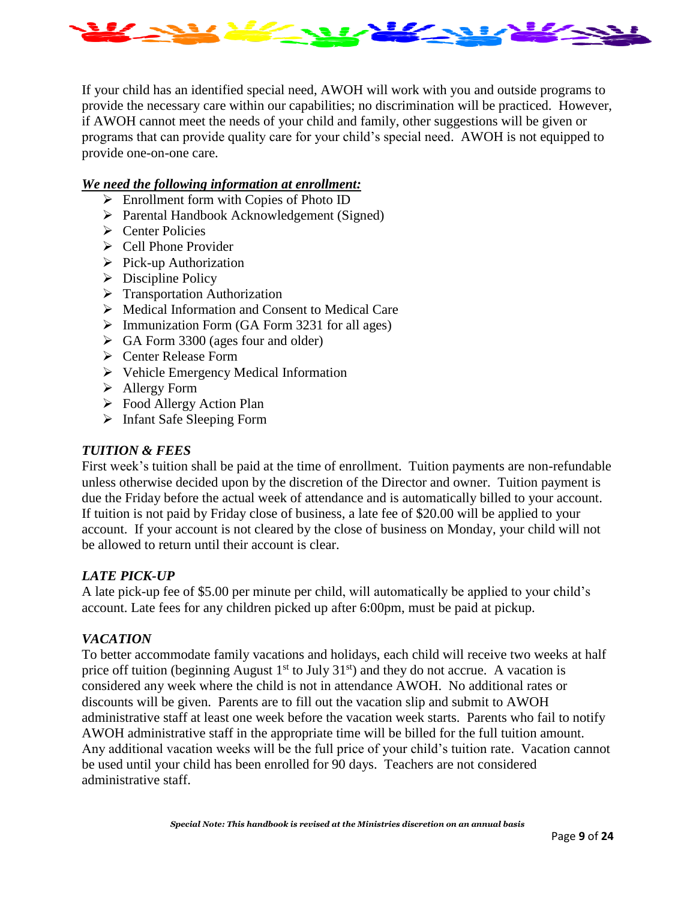If your child has an identified special need, AWOH will work with you and outside programs to provide the necessary care within our capabilities; no discrimination will be practiced. However, if AWOH cannot meet the needs of your child and family, other suggestions will be given or programs that can provide quality care for your child's special need. AWOH is not equipped to provide one-on-one care.

***We need the following information at enrollment:***

- Enrollment form with Copies of Photo ID
- Parental Handbook Acknowledgement (Signed)
- Center Policies
- Cell Phone Provider
- Pick-up Authorization
- Discipline Policy
- Transportation Authorization
- Medical Information and Consent to Medical Care
- Immunization Form (GA Form 3231 for all ages)
- GA Form 3300 (ages four and older)
- Center Release Form
- Vehicle Emergency Medical Information
- Allergy Form
- Food Allergy Action Plan
- Infant Safe Sleeping Form

### *TUITION & FEES*

First week's tuition shall be paid at the time of enrollment. Tuition payments are non-refundable unless otherwise decided upon by the discretion of the Director and owner. Tuition payment is due the Friday before the actual week of attendance and is automatically billed to your account. If tuition is not paid by Friday close of business, a late fee of $20.00 will be applied to your account. If your account is not cleared by the close of business on Monday, your child will not be allowed to return until their account is clear.

### *LATE PICK-UP*

A late pick-up fee of $5.00 per minute per child, will automatically be applied to your child's account. Late fees for any children picked up after 6:00pm, must be paid at pickup.

### *VACATION*

To better accommodate family vacations and holidays, each child will receive two weeks at half price off tuition (beginning August 1st to July 31st) and they do not accrue. A vacation is considered any week where the child is not in attendance AWOH. No additional rates or discounts will be given. Parents are to fill out the vacation slip and submit to AWOH administrative staff at least one week before the vacation week starts. Parents who fail to notify AWOH administrative staff in the appropriate time will be billed for the full tuition amount. Any additional vacation weeks will be the full price of your child's tuition rate. Vacation cannot be used until your child has been enrolled for 90 days. Teachers are not considered administrative staff.

***Special Note: This handbook is revised at the Ministries discretion on an annual basis***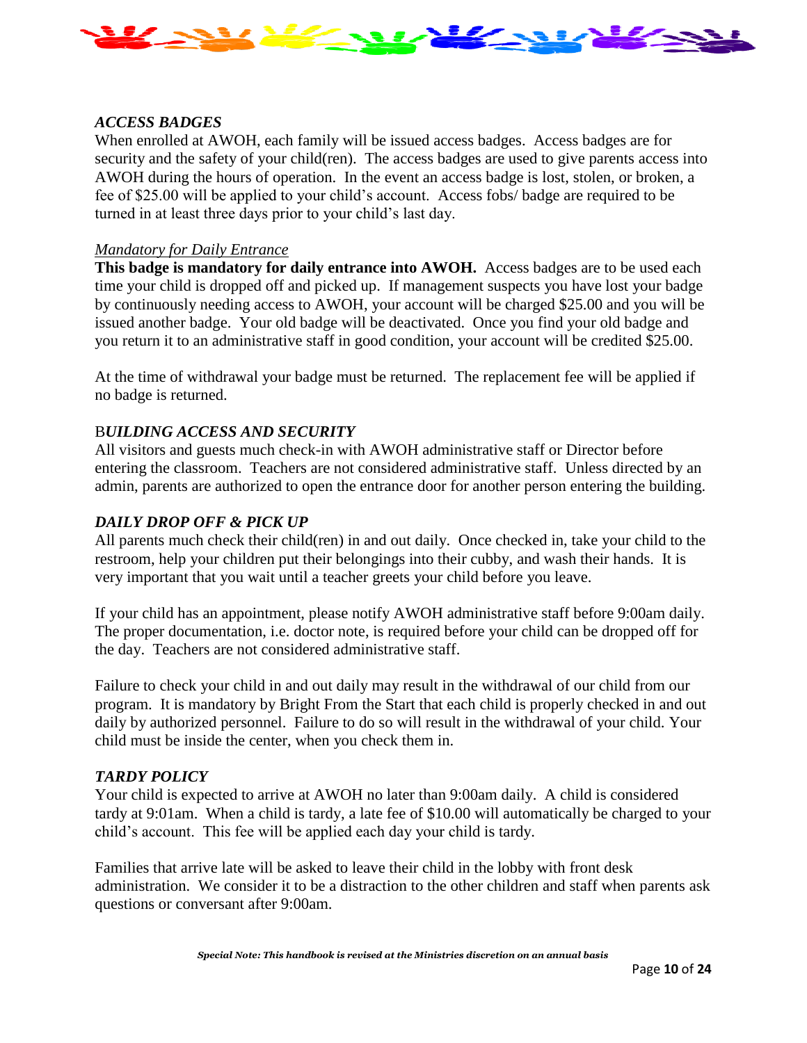### *ACCESS BADGES*

When enrolled at AWOH, each family will be issued access badges. Access badges are for security and the safety of your child(ren). The access badges are used to give parents access into AWOH during the hours of operation. In the event an access badge is lost, stolen, or broken, a fee of $25.00 will be applied to your child's account. Access fobs/ badge are required to be turned in at least three days prior to your child's last day.

#### *Mandatory for Daily Entrance*

**This badge is mandatory for daily entrance into AWOH.** Access badges are to be used each time your child is dropped off and picked up. If management suspects you have lost your badge by continuously needing access to AWOH, your account will be charged $25.00 and you will be issued another badge. Your old badge will be deactivated. Once you find your old badge and you return it to an administrative staff in good condition, your account will be credited $25.00.

At the time of withdrawal your badge must be returned. The replacement fee will be applied if no badge is returned.

### B*UILDING ACCESS AND SECURITY*

All visitors and guests much check-in with AWOH administrative staff or Director before entering the classroom. Teachers are not considered administrative staff. Unless directed by an admin, parents are authorized to open the entrance door for another person entering the building.

### *DAILY DROP OFF & PICK UP*

All parents much check their child(ren) in and out daily. Once checked in, take your child to the restroom, help your children put their belongings into their cubby, and wash their hands. It is very important that you wait until a teacher greets your child before you leave.

If your child has an appointment, please notify AWOH administrative staff before 9:00am daily. The proper documentation, i.e. doctor note, is required before your child can be dropped off for the day. Teachers are not considered administrative staff.

Failure to check your child in and out daily may result in the withdrawal of our child from our program. It is mandatory by Bright From the Start that each child is properly checked in and out daily by authorized personnel. Failure to do so will result in the withdrawal of your child. Your child must be inside the center, when you check them in.

### *TARDY POLICY*

Your child is expected to arrive at AWOH no later than 9:00am daily. A child is considered tardy at 9:01am. When a child is tardy, a late fee of $10.00 will automatically be charged to your child's account. This fee will be applied each day your child is tardy.

Families that arrive late will be asked to leave their child in the lobby with front desk administration. We consider it to be a distraction to the other children and staff when parents ask questions or conversant after 9:00am.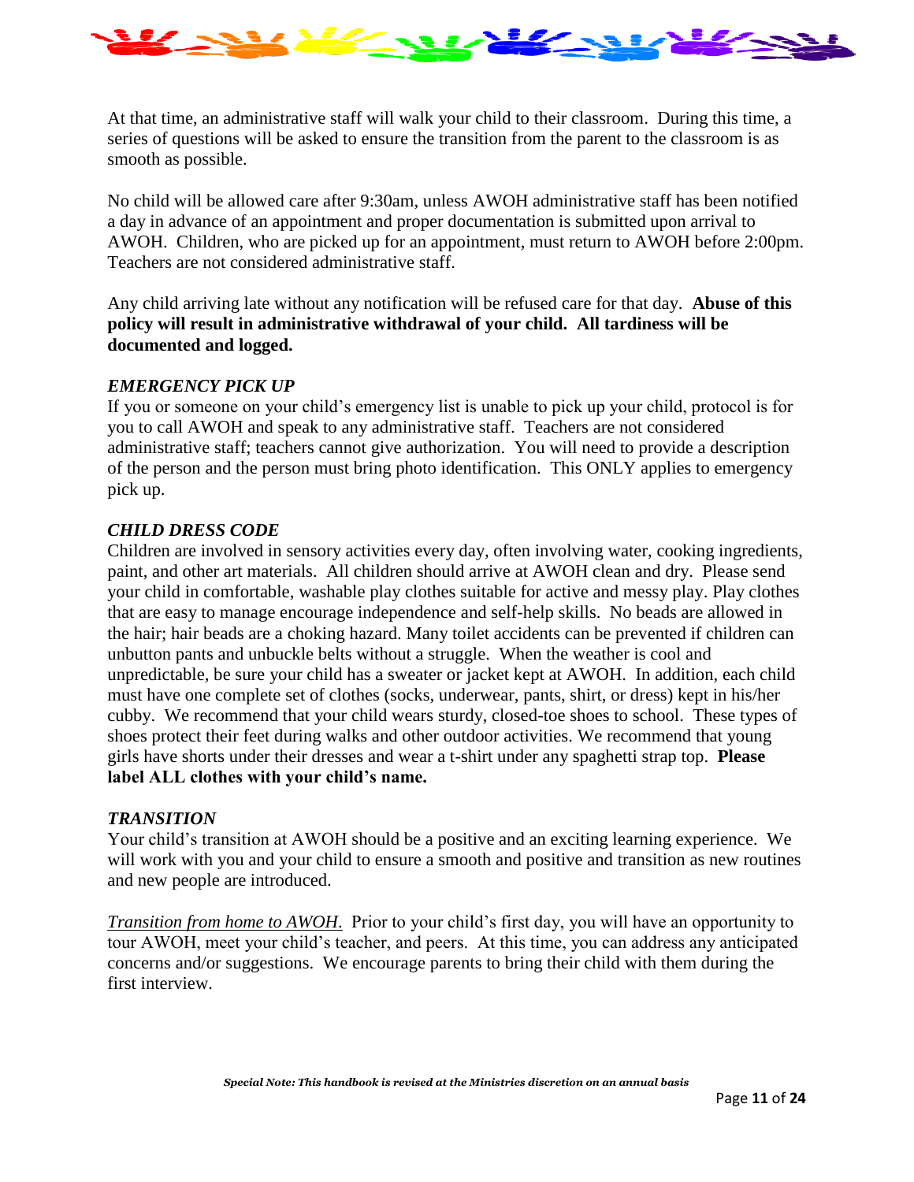At that time, an administrative staff will walk your child to their classroom. During this time, a series of questions will be asked to ensure the transition from the parent to the classroom is as smooth as possible.

No child will be allowed care after 9:30am, unless AWOH administrative staff has been notified a day in advance of an appointment and proper documentation is submitted upon arrival to AWOH. Children, who are picked up for an appointment, must return to AWOH before 2:00pm. Teachers are not considered administrative staff.

Any child arriving late without any notification will be refused care for that day. **Abuse of this policy will result in administrative withdrawal of your child. All tardiness will be documented and logged.**

### *EMERGENCY PICK UP*

If you or someone on your child's emergency list is unable to pick up your child, protocol is for you to call AWOH and speak to any administrative staff. Teachers are not considered administrative staff; teachers cannot give authorization. You will need to provide a description of the person and the person must bring photo identification. This ONLY applies to emergency pick up.

### *CHILD DRESS CODE*

Children are involved in sensory activities every day, often involving water, cooking ingredients, paint, and other art materials. All children should arrive at AWOH clean and dry. Please send your child in comfortable, washable play clothes suitable for active and messy play. Play clothes that are easy to manage encourage independence and self-help skills. No beads are allowed in the hair; hair beads are a choking hazard. Many toilet accidents can be prevented if children can unbutton pants and unbuckle belts without a struggle. When the weather is cool and unpredictable, be sure your child has a sweater or jacket kept at AWOH. In addition, each child must have one complete set of clothes (socks, underwear, pants, shirt, or dress) kept in his/her cubby. We recommend that your child wears sturdy, closed-toe shoes to school. These types of shoes protect their feet during walks and other outdoor activities. We recommend that young girls have shorts under their dresses and wear a t-shirt under any spaghetti strap top. **Please label ALL clothes with your child's name.**

### *TRANSITION*

Your child's transition at AWOH should be a positive and an exciting learning experience. We will work with you and your child to ensure a smooth and positive and transition as new routines and new people are introduced.

*Transition from home to AWOH.* Prior to your child's first day, you will have an opportunity to tour AWOH, meet your child's teacher, and peers. At this time, you can address any anticipated concerns and/or suggestions. We encourage parents to bring their child with them during the first interview.

***Special Note: This handbook is revised at the Ministries discretion on an annual basis***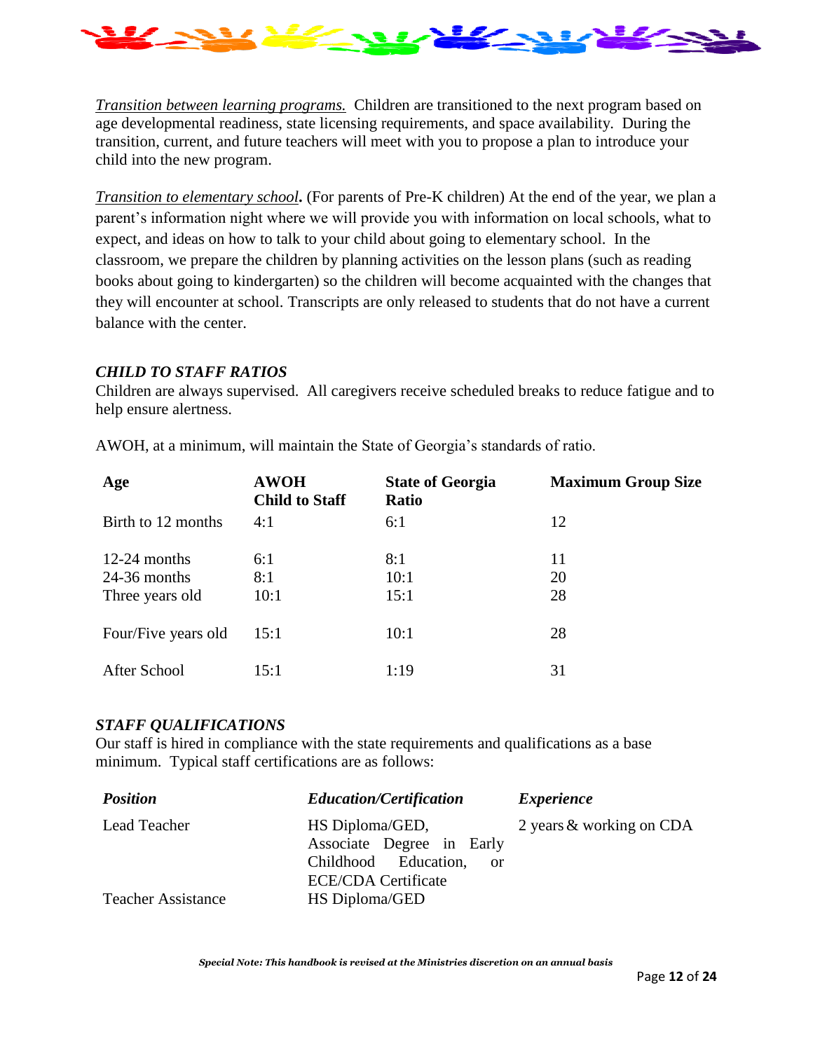*Transition between learning programs.* Children are transitioned to the next program based on age developmental readiness, state licensing requirements, and space availability. During the transition, current, and future teachers will meet with you to propose a plan to introduce your child into the new program.

*Transition to elementary school***.** (For parents of Pre-K children) At the end of the year, we plan a parent's information night where we will provide you with information on local schools, what to expect, and ideas on how to talk to your child about going to elementary school. In the classroom, we prepare the children by planning activities on the lesson plans (such as reading books about going to kindergarten) so the children will become acquainted with the changes that they will encounter at school. Transcripts are only released to students that do not have a current balance with the center.

### *CHILD TO STAFF RATIOS*

Children are always supervised. All caregivers receive scheduled breaks to reduce fatigue and to help ensure alertness.

AWOH, at a minimum, will maintain the State of Georgia's standards of ratio.

| Age | AWOH Child to Staff | State of Georgia Ratio | Maximum Group Size |
|---|---|---|---|
| Birth to 12 months | 4:1 | 6:1 | 12 |
| 12-24 months | 6:1 | 8:1 | 11 |
| 24-36 months | 8:1 | 10:1 | 20 |
| Three years old | 10:1 | 15:1 | 28 |
| Four/Five years old | 15:1 | 10:1 | 28 |
| After School | 15:1 | 1:19 | 31 |

### *STAFF QUALIFICATIONS*

Our staff is hired in compliance with the state requirements and qualifications as a base minimum. Typical staff certifications are as follows:

| *Position* | *Education/Certification* | *Experience* |
|---|---|---|
| Lead Teacher | HS Diploma/GED, Associate Degree in Early Childhood Education, or ECE/CDA Certificate | 2 years & working on CDA |
| Teacher Assistance | HS Diploma/GED | |

***Special Note: This handbook is revised at the Ministries discretion on an annual basis***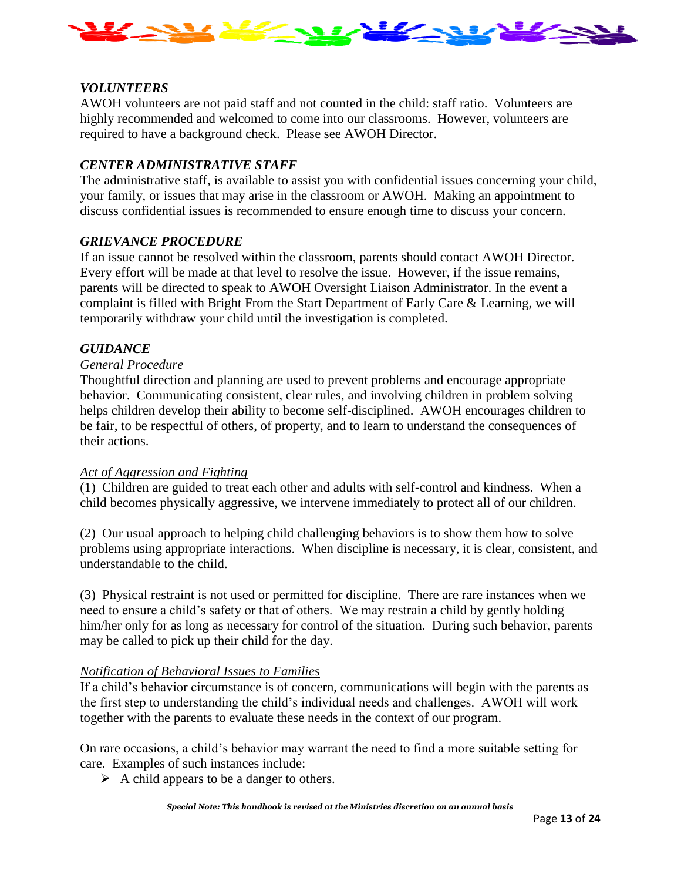### *VOLUNTEERS*

AWOH volunteers are not paid staff and not counted in the child: staff ratio. Volunteers are highly recommended and welcomed to come into our classrooms. However, volunteers are required to have a background check. Please see AWOH Director.

### *CENTER ADMINISTRATIVE STAFF*

The administrative staff, is available to assist you with confidential issues concerning your child, your family, or issues that may arise in the classroom or AWOH. Making an appointment to discuss confidential issues is recommended to ensure enough time to discuss your concern.

### *GRIEVANCE PROCEDURE*

If an issue cannot be resolved within the classroom, parents should contact AWOH Director. Every effort will be made at that level to resolve the issue. However, if the issue remains, parents will be directed to speak to AWOH Oversight Liaison Administrator. In the event a complaint is filled with Bright From the Start Department of Early Care & Learning, we will temporarily withdraw your child until the investigation is completed.

### *GUIDANCE*

#### General Procedure

Thoughtful direction and planning are used to prevent problems and encourage appropriate behavior. Communicating consistent, clear rules, and involving children in problem solving helps children develop their ability to become self-disciplined. AWOH encourages children to be fair, to be respectful of others, of property, and to learn to understand the consequences of their actions.

#### Act of Aggression and Fighting

(1) Children are guided to treat each other and adults with self-control and kindness. When a child becomes physically aggressive, we intervene immediately to protect all of our children.

(2) Our usual approach to helping child challenging behaviors is to show them how to solve problems using appropriate interactions. When discipline is necessary, it is clear, consistent, and understandable to the child.

(3) Physical restraint is not used or permitted for discipline. There are rare instances when we need to ensure a child's safety or that of others. We may restrain a child by gently holding him/her only for as long as necessary for control of the situation. During such behavior, parents may be called to pick up their child for the day.

#### Notification of Behavioral Issues to Families

If a child's behavior circumstance is of concern, communications will begin with the parents as the first step to understanding the child's individual needs and challenges. AWOH will work together with the parents to evaluate these needs in the context of our program.

On rare occasions, a child's behavior may warrant the need to find a more suitable setting for care. Examples of such instances include:

- A child appears to be a danger to others.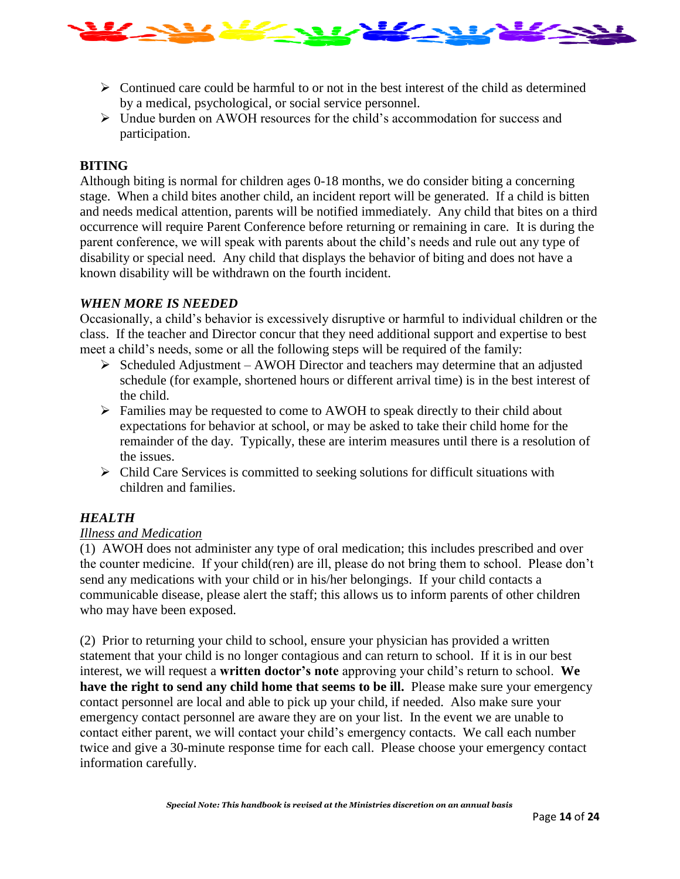- Continued care could be harmful to or not in the best interest of the child as determined by a medical, psychological, or social service personnel.
- Undue burden on AWOH resources for the child's accommodation for success and participation.

**BITING**

Although biting is normal for children ages 0-18 months, we do consider biting a concerning stage. When a child bites another child, an incident report will be generated. If a child is bitten and needs medical attention, parents will be notified immediately. Any child that bites on a third occurrence will require Parent Conference before returning or remaining in care. It is during the parent conference, we will speak with parents about the child's needs and rule out any type of disability or special need. Any child that displays the behavior of biting and does not have a known disability will be withdrawn on the fourth incident.

***WHEN MORE IS NEEDED***

Occasionally, a child's behavior is excessively disruptive or harmful to individual children or the class. If the teacher and Director concur that they need additional support and expertise to best meet a child's needs, some or all the following steps will be required of the family:

- Scheduled Adjustment – AWOH Director and teachers may determine that an adjusted schedule (for example, shortened hours or different arrival time) is in the best interest of the child.
- Families may be requested to come to AWOH to speak directly to their child about expectations for behavior at school, or may be asked to take their child home for the remainder of the day. Typically, these are interim measures until there is a resolution of the issues.
- Child Care Services is committed to seeking solutions for difficult situations with children and families.

***HEALTH***

*Illness and Medication*

(1) AWOH does not administer any type of oral medication; this includes prescribed and over the counter medicine. If your child(ren) are ill, please do not bring them to school. Please don't send any medications with your child or in his/her belongings. If your child contacts a communicable disease, please alert the staff; this allows us to inform parents of other children who may have been exposed.

(2) Prior to returning your child to school, ensure your physician has provided a written statement that your child is no longer contagious and can return to school. If it is in our best interest, we will request a **written doctor's note** approving your child's return to school. **We have the right to send any child home that seems to be ill.** Please make sure your emergency contact personnel are local and able to pick up your child, if needed. Also make sure your emergency contact personnel are aware they are on your list. In the event we are unable to contact either parent, we will contact your child's emergency contacts. We call each number twice and give a 30-minute response time for each call. Please choose your emergency contact information carefully.

***Special Note: This handbook is revised at the Ministries discretion on an annual basis***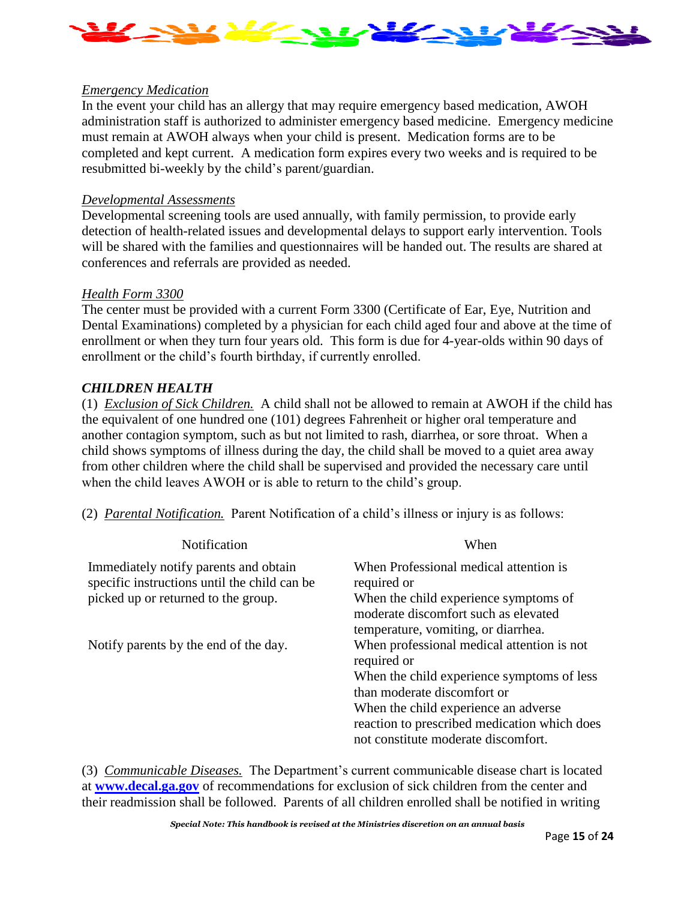*Emergency Medication*

In the event your child has an allergy that may require emergency based medication, AWOH administration staff is authorized to administer emergency based medicine. Emergency medicine must remain at AWOH always when your child is present. Medication forms are to be completed and kept current. A medication form expires every two weeks and is required to be resubmitted bi-weekly by the child's parent/guardian.

*Developmental Assessments*

Developmental screening tools are used annually, with family permission, to provide early detection of health-related issues and developmental delays to support early intervention. Tools will be shared with the families and questionnaires will be handed out. The results are shared at conferences and referrals are provided as needed.

*Health Form 3300*

The center must be provided with a current Form 3300 (Certificate of Ear, Eye, Nutrition and Dental Examinations) completed by a physician for each child aged four and above at the time of enrollment or when they turn four years old. This form is due for 4-year-olds within 90 days of enrollment or the child's fourth birthday, if currently enrolled.

### *CHILDREN HEALTH*

(1) *Exclusion of Sick Children.* A child shall not be allowed to remain at AWOH if the child has the equivalent of one hundred one (101) degrees Fahrenheit or higher oral temperature and another contagion symptom, such as but not limited to rash, diarrhea, or sore throat. When a child shows symptoms of illness during the day, the child shall be moved to a quiet area away from other children where the child shall be supervised and provided the necessary care until when the child leaves AWOH or is able to return to the child's group.

(2) *Parental Notification.* Parent Notification of a child's illness or injury is as follows:

| Notification | When |
|---|---|
| Immediately notify parents and obtain specific instructions until the child can be picked up or returned to the group. | When Professional medical attention is required or<br>When the child experience symptoms of moderate discomfort such as elevated temperature, vomiting, or diarrhea. |
| Notify parents by the end of the day. | When professional medical attention is not required or<br>When the child experience symptoms of less than moderate discomfort or<br>When the child experience an adverse reaction to prescribed medication which does not constitute moderate discomfort. |

(3) *Communicable Diseases.* The Department's current communicable disease chart is located at **www.decal.ga.gov** of recommendations for exclusion of sick children from the center and their readmission shall be followed. Parents of all children enrolled shall be notified in writing

*Special Note: This handbook is revised at the Ministries discretion on an annual basis*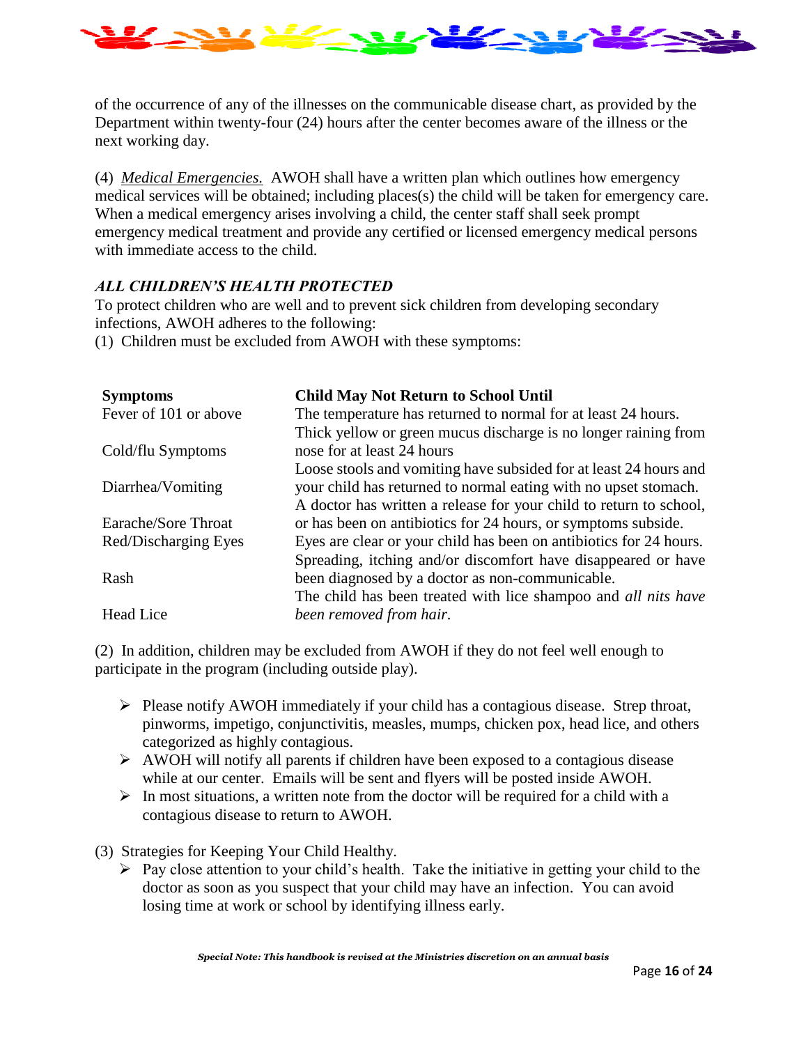of the occurrence of any of the illnesses on the communicable disease chart, as provided by the Department within twenty-four (24) hours after the center becomes aware of the illness or the next working day.

(4) *Medical Emergencies.* AWOH shall have a written plan which outlines how emergency medical services will be obtained; including places(s) the child will be taken for emergency care. When a medical emergency arises involving a child, the center staff shall seek prompt emergency medical treatment and provide any certified or licensed emergency medical persons with immediate access to the child.

### *ALL CHILDREN'S HEALTH PROTECTED*

To protect children who are well and to prevent sick children from developing secondary infections, AWOH adheres to the following:

(1) Children must be excluded from AWOH with these symptoms:

| **Symptoms** | **Child May Not Return to School Until** |
|---|---|
| Fever of 101 or above | The temperature has returned to normal for at least 24 hours. |
| Cold/flu Symptoms | Thick yellow or green mucus discharge is no longer raining from nose for at least 24 hours |
| Diarrhea/Vomiting | Loose stools and vomiting have subsided for at least 24 hours and your child has returned to normal eating with no upset stomach. |
| Earache/Sore Throat | A doctor has written a release for your child to return to school, or has been on antibiotics for 24 hours, or symptoms subside. |
| Red/Discharging Eyes | Eyes are clear or your child has been on antibiotics for 24 hours. |
| Rash | Spreading, itching and/or discomfort have disappeared or have been diagnosed by a doctor as non-communicable. |
| Head Lice | The child has been treated with lice shampoo and *all nits have been removed from hair.* |

(2) In addition, children may be excluded from AWOH if they do not feel well enough to participate in the program (including outside play).

- Please notify AWOH immediately if your child has a contagious disease. Strep throat, pinworms, impetigo, conjunctivitis, measles, mumps, chicken pox, head lice, and others categorized as highly contagious.
- AWOH will notify all parents if children have been exposed to a contagious disease while at our center. Emails will be sent and flyers will be posted inside AWOH.
- In most situations, a written note from the doctor will be required for a child with a contagious disease to return to AWOH.

(3) Strategies for Keeping Your Child Healthy.

- Pay close attention to your child's health. Take the initiative in getting your child to the doctor as soon as you suspect that your child may have an infection. You can avoid losing time at work or school by identifying illness early.

***Special Note: This handbook is revised at the Ministries discretion on an annual basis***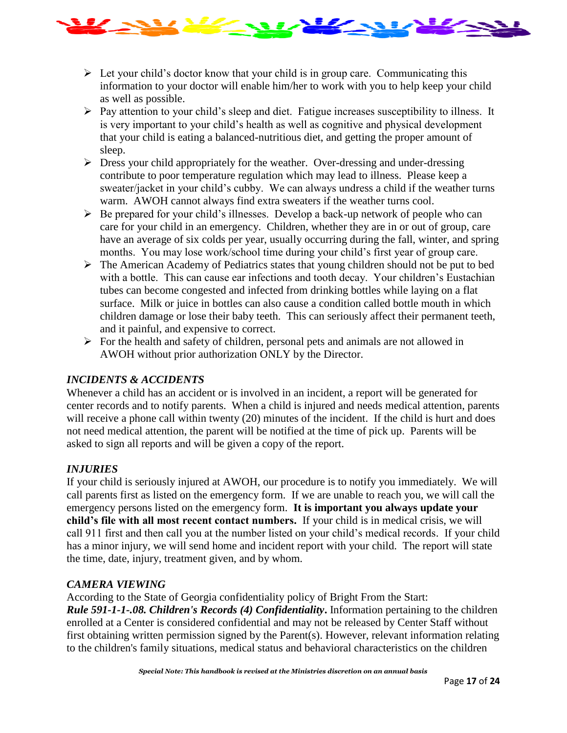- Let your child's doctor know that your child is in group care. Communicating this information to your doctor will enable him/her to work with you to help keep your child as well as possible.
- Pay attention to your child's sleep and diet. Fatigue increases susceptibility to illness. It is very important to your child's health as well as cognitive and physical development that your child is eating a balanced-nutritious diet, and getting the proper amount of sleep.
- Dress your child appropriately for the weather. Over-dressing and under-dressing contribute to poor temperature regulation which may lead to illness. Please keep a sweater/jacket in your child's cubby. We can always undress a child if the weather turns warm. AWOH cannot always find extra sweaters if the weather turns cool.
- Be prepared for your child's illnesses. Develop a back-up network of people who can care for your child in an emergency. Children, whether they are in or out of group, care have an average of six colds per year, usually occurring during the fall, winter, and spring months. You may lose work/school time during your child's first year of group care.
- The American Academy of Pediatrics states that young children should not be put to bed with a bottle. This can cause ear infections and tooth decay. Your children's Eustachian tubes can become congested and infected from drinking bottles while laying on a flat surface. Milk or juice in bottles can also cause a condition called bottle mouth in which children damage or lose their baby teeth. This can seriously affect their permanent teeth, and it painful, and expensive to correct.
- For the health and safety of children, personal pets and animals are not allowed in AWOH without prior authorization ONLY by the Director.

### *INCIDENTS & ACCIDENTS*

Whenever a child has an accident or is involved in an incident, a report will be generated for center records and to notify parents. When a child is injured and needs medical attention, parents will receive a phone call within twenty (20) minutes of the incident. If the child is hurt and does not need medical attention, the parent will be notified at the time of pick up. Parents will be asked to sign all reports and will be given a copy of the report.

### *INJURIES*

If your child is seriously injured at AWOH, our procedure is to notify you immediately. We will call parents first as listed on the emergency form. If we are unable to reach you, we will call the emergency persons listed on the emergency form. **It is important you always update your child's file with all most recent contact numbers.** If your child is in medical crisis, we will call 911 first and then call you at the number listed on your child's medical records. If your child has a minor injury, we will send home and incident report with your child. The report will state the time, date, injury, treatment given, and by whom.

### *CAMERA VIEWING*

According to the State of Georgia confidentiality policy of Bright From the Start:
***Rule 591-1-1-.08. Children's Records (4) Confidentiality***. Information pertaining to the children enrolled at a Center is considered confidential and may not be released by Center Staff without first obtaining written permission signed by the Parent(s). However, relevant information relating to the children's family situations, medical status and behavioral characteristics on the children

*Special Note: This handbook is revised at the Ministries discretion on an annual basis*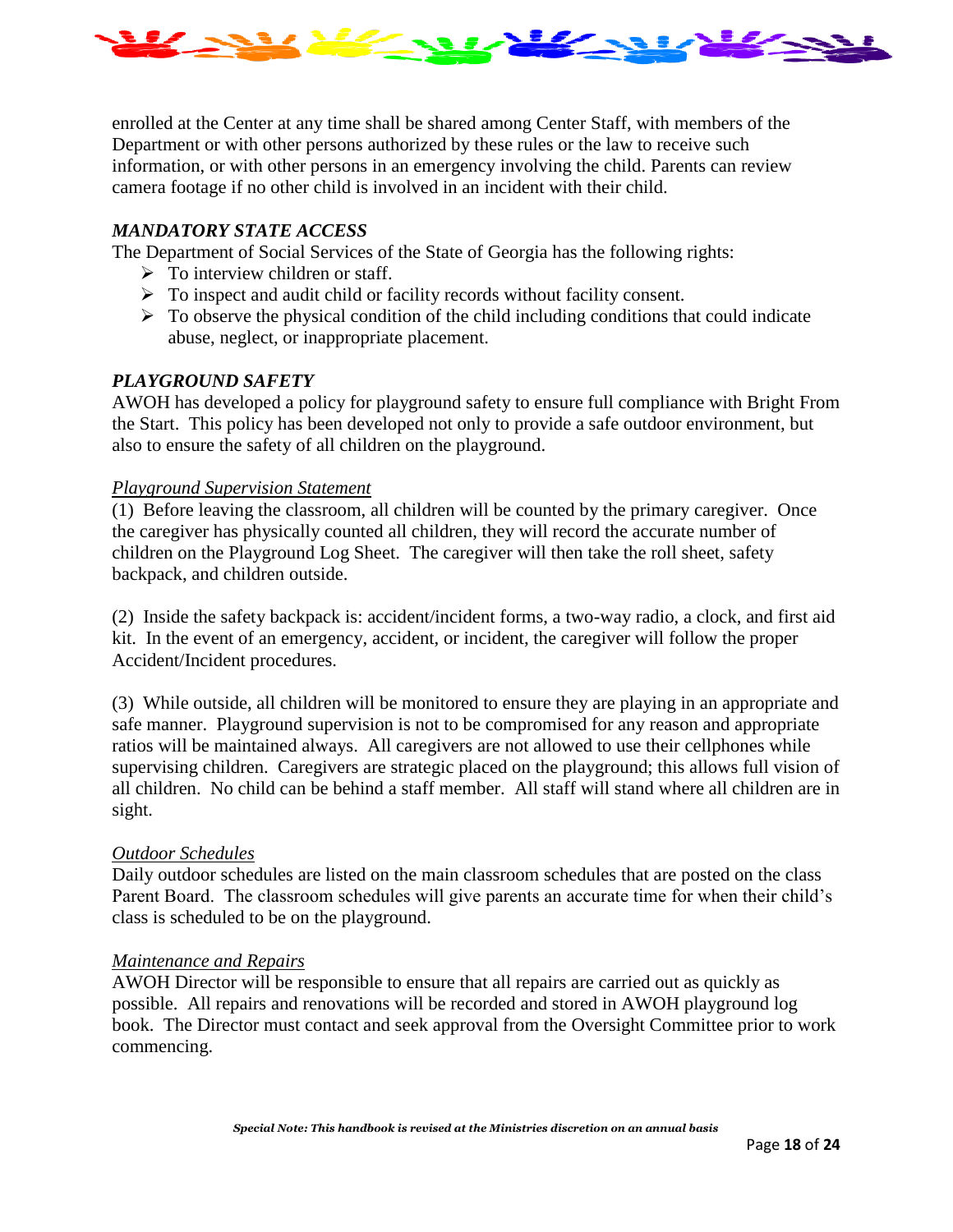enrolled at the Center at any time shall be shared among Center Staff, with members of the Department or with other persons authorized by these rules or the law to receive such information, or with other persons in an emergency involving the child. Parents can review camera footage if no other child is involved in an incident with their child.

### *MANDATORY STATE ACCESS*

The Department of Social Services of the State of Georgia has the following rights:

- To interview children or staff.
- To inspect and audit child or facility records without facility consent.
- To observe the physical condition of the child including conditions that could indicate abuse, neglect, or inappropriate placement.

### *PLAYGROUND SAFETY*

AWOH has developed a policy for playground safety to ensure full compliance with Bright From the Start. This policy has been developed not only to provide a safe outdoor environment, but also to ensure the safety of all children on the playground.

#### *Playground Supervision Statement*

(1) Before leaving the classroom, all children will be counted by the primary caregiver. Once the caregiver has physically counted all children, they will record the accurate number of children on the Playground Log Sheet. The caregiver will then take the roll sheet, safety backpack, and children outside.

(2) Inside the safety backpack is: accident/incident forms, a two-way radio, a clock, and first aid kit. In the event of an emergency, accident, or incident, the caregiver will follow the proper Accident/Incident procedures.

(3) While outside, all children will be monitored to ensure they are playing in an appropriate and safe manner. Playground supervision is not to be compromised for any reason and appropriate ratios will be maintained always. All caregivers are not allowed to use their cellphones while supervising children. Caregivers are strategic placed on the playground; this allows full vision of all children. No child can be behind a staff member. All staff will stand where all children are in sight.

#### *Outdoor Schedules*

Daily outdoor schedules are listed on the main classroom schedules that are posted on the class Parent Board. The classroom schedules will give parents an accurate time for when their child's class is scheduled to be on the playground.

#### *Maintenance and Repairs*

AWOH Director will be responsible to ensure that all repairs are carried out as quickly as possible. All repairs and renovations will be recorded and stored in AWOH playground log book. The Director must contact and seek approval from the Oversight Committee prior to work commencing.

***Special Note: This handbook is revised at the Ministries discretion on an annual basis***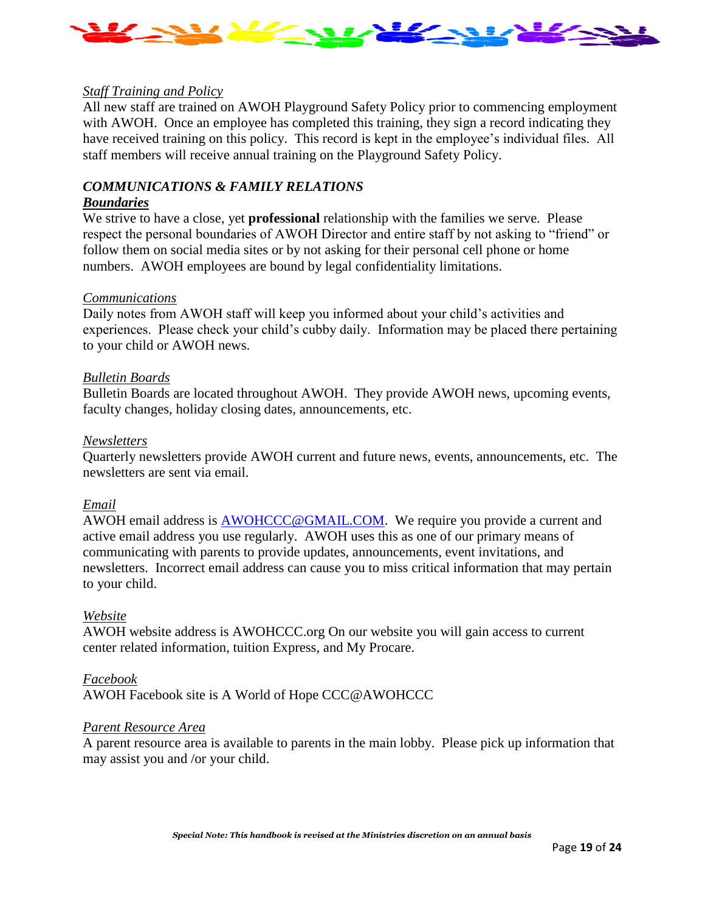*Staff Training and Policy*

All new staff are trained on AWOH Playground Safety Policy prior to commencing employment with AWOH. Once an employee has completed this training, they sign a record indicating they have received training on this policy. This record is kept in the employee's individual files. All staff members will receive annual training on the Playground Safety Policy.

## *COMMUNICATIONS & FAMILY RELATIONS*

***Boundaries***

We strive to have a close, yet **professional** relationship with the families we serve. Please respect the personal boundaries of AWOH Director and entire staff by not asking to "friend" or follow them on social media sites or by not asking for their personal cell phone or home numbers. AWOH employees are bound by legal confidentiality limitations.

*Communications*

Daily notes from AWOH staff will keep you informed about your child's activities and experiences. Please check your child's cubby daily. Information may be placed there pertaining to your child or AWOH news.

*Bulletin Boards*

Bulletin Boards are located throughout AWOH. They provide AWOH news, upcoming events, faculty changes, holiday closing dates, announcements, etc.

*Newsletters*

Quarterly newsletters provide AWOH current and future news, events, announcements, etc. The newsletters are sent via email.

*Email*

AWOH email address is AWOHCCC@GMAIL.COM. We require you provide a current and active email address you use regularly. AWOH uses this as one of our primary means of communicating with parents to provide updates, announcements, event invitations, and newsletters. Incorrect email address can cause you to miss critical information that may pertain to your child.

*Website*

AWOH website address is AWOHCCC.org On our website you will gain access to current center related information, tuition Express, and My Procare.

*Facebook*

AWOH Facebook site is A World of Hope CCC@AWOHCCC

*Parent Resource Area*

A parent resource area is available to parents in the main lobby. Please pick up information that may assist you and /or your child.

***Special Note: This handbook is revised at the Ministries discretion on an annual basis***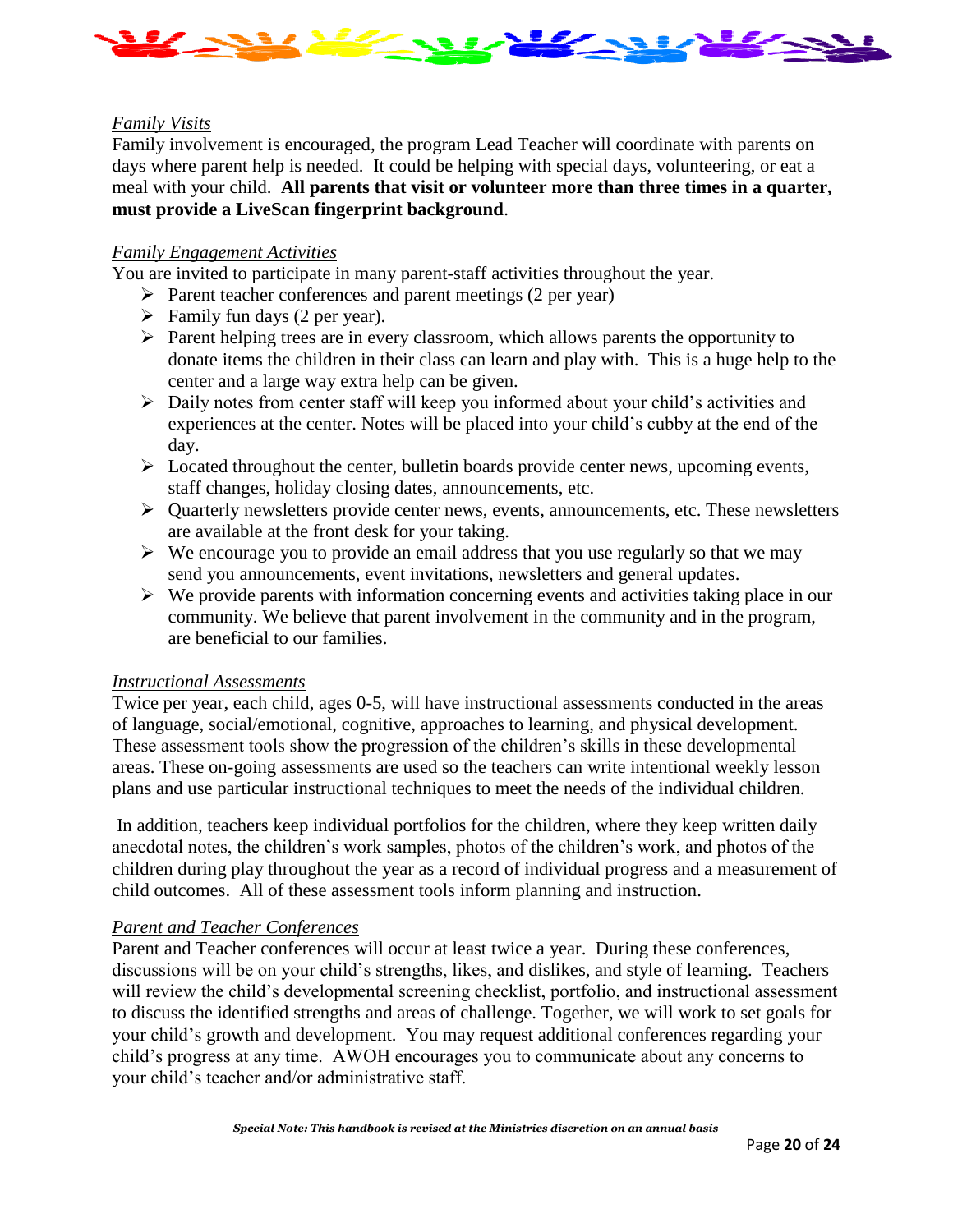*Family Visits*

Family involvement is encouraged, the program Lead Teacher will coordinate with parents on days where parent help is needed. It could be helping with special days, volunteering, or eat a meal with your child. **All parents that visit or volunteer more than three times in a quarter, must provide a LiveScan fingerprint background**.

*Family Engagement Activities*

You are invited to participate in many parent-staff activities throughout the year.

- Parent teacher conferences and parent meetings (2 per year)
- Family fun days (2 per year).
- Parent helping trees are in every classroom, which allows parents the opportunity to donate items the children in their class can learn and play with. This is a huge help to the center and a large way extra help can be given.
- Daily notes from center staff will keep you informed about your child's activities and experiences at the center. Notes will be placed into your child's cubby at the end of the day.
- Located throughout the center, bulletin boards provide center news, upcoming events, staff changes, holiday closing dates, announcements, etc.
- Quarterly newsletters provide center news, events, announcements, etc. These newsletters are available at the front desk for your taking.
- We encourage you to provide an email address that you use regularly so that we may send you announcements, event invitations, newsletters and general updates.
- We provide parents with information concerning events and activities taking place in our community. We believe that parent involvement in the community and in the program, are beneficial to our families.

*Instructional Assessments*

Twice per year, each child, ages 0-5, will have instructional assessments conducted in the areas of language, social/emotional, cognitive, approaches to learning, and physical development. These assessment tools show the progression of the children's skills in these developmental areas. These on-going assessments are used so the teachers can write intentional weekly lesson plans and use particular instructional techniques to meet the needs of the individual children.

In addition, teachers keep individual portfolios for the children, where they keep written daily anecdotal notes, the children's work samples, photos of the children's work, and photos of the children during play throughout the year as a record of individual progress and a measurement of child outcomes. All of these assessment tools inform planning and instruction.

*Parent and Teacher Conferences*

Parent and Teacher conferences will occur at least twice a year. During these conferences, discussions will be on your child's strengths, likes, and dislikes, and style of learning. Teachers will review the child's developmental screening checklist, portfolio, and instructional assessment to discuss the identified strengths and areas of challenge. Together, we will work to set goals for your child's growth and development. You may request additional conferences regarding your child's progress at any time. AWOH encourages you to communicate about any concerns to your child's teacher and/or administrative staff.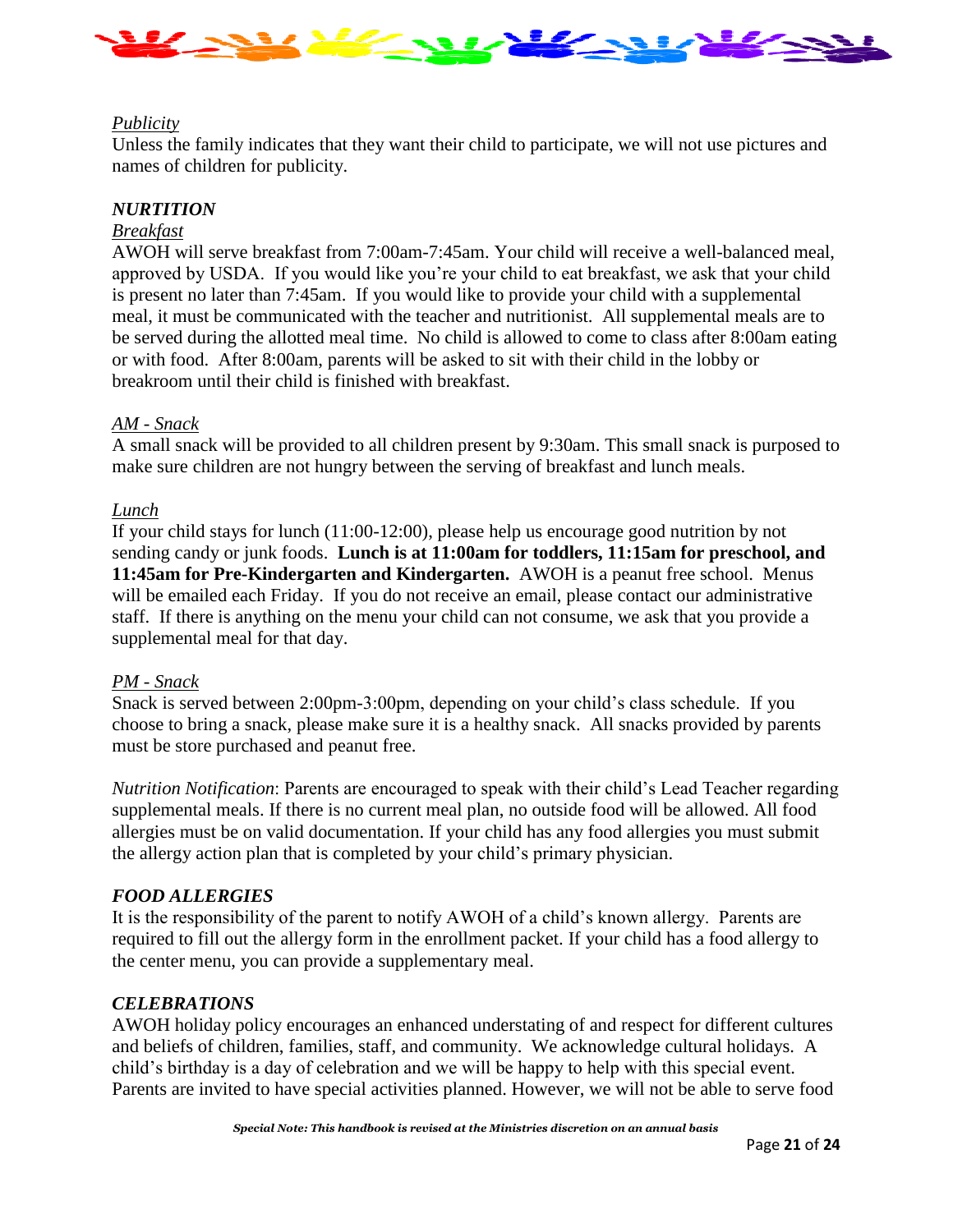*Publicity*
Unless the family indicates that they want their child to participate, we will not use pictures and names of children for publicity.

### *NURTITION*

*Breakfast*
AWOH will serve breakfast from 7:00am-7:45am. Your child will receive a well-balanced meal, approved by USDA. If you would like you're your child to eat breakfast, we ask that your child is present no later than 7:45am. If you would like to provide your child with a supplemental meal, it must be communicated with the teacher and nutritionist. All supplemental meals are to be served during the allotted meal time. No child is allowed to come to class after 8:00am eating or with food. After 8:00am, parents will be asked to sit with their child in the lobby or breakroom until their child is finished with breakfast.

*AM - Snack*
A small snack will be provided to all children present by 9:30am. This small snack is purposed to make sure children are not hungry between the serving of breakfast and lunch meals.

*Lunch*
If your child stays for lunch (11:00-12:00), please help us encourage good nutrition by not sending candy or junk foods. **Lunch is at 11:00am for toddlers, 11:15am for preschool, and 11:45am for Pre-Kindergarten and Kindergarten.** AWOH is a peanut free school. Menus will be emailed each Friday. If you do not receive an email, please contact our administrative staff. If there is anything on the menu your child can not consume, we ask that you provide a supplemental meal for that day.

*PM - Snack*
Snack is served between 2:00pm-3:00pm, depending on your child's class schedule. If you choose to bring a snack, please make sure it is a healthy snack. All snacks provided by parents must be store purchased and peanut free.

*Nutrition Notification*: Parents are encouraged to speak with their child's Lead Teacher regarding supplemental meals. If there is no current meal plan, no outside food will be allowed. All food allergies must be on valid documentation. If your child has any food allergies you must submit the allergy action plan that is completed by your child's primary physician.

### *FOOD ALLERGIES*

It is the responsibility of the parent to notify AWOH of a child's known allergy. Parents are required to fill out the allergy form in the enrollment packet. If your child has a food allergy to the center menu, you can provide a supplementary meal.

### *CELEBRATIONS*

AWOH holiday policy encourages an enhanced understating of and respect for different cultures and beliefs of children, families, staff, and community. We acknowledge cultural holidays. A child's birthday is a day of celebration and we will be happy to help with this special event. Parents are invited to have special activities planned. However, we will not be able to serve food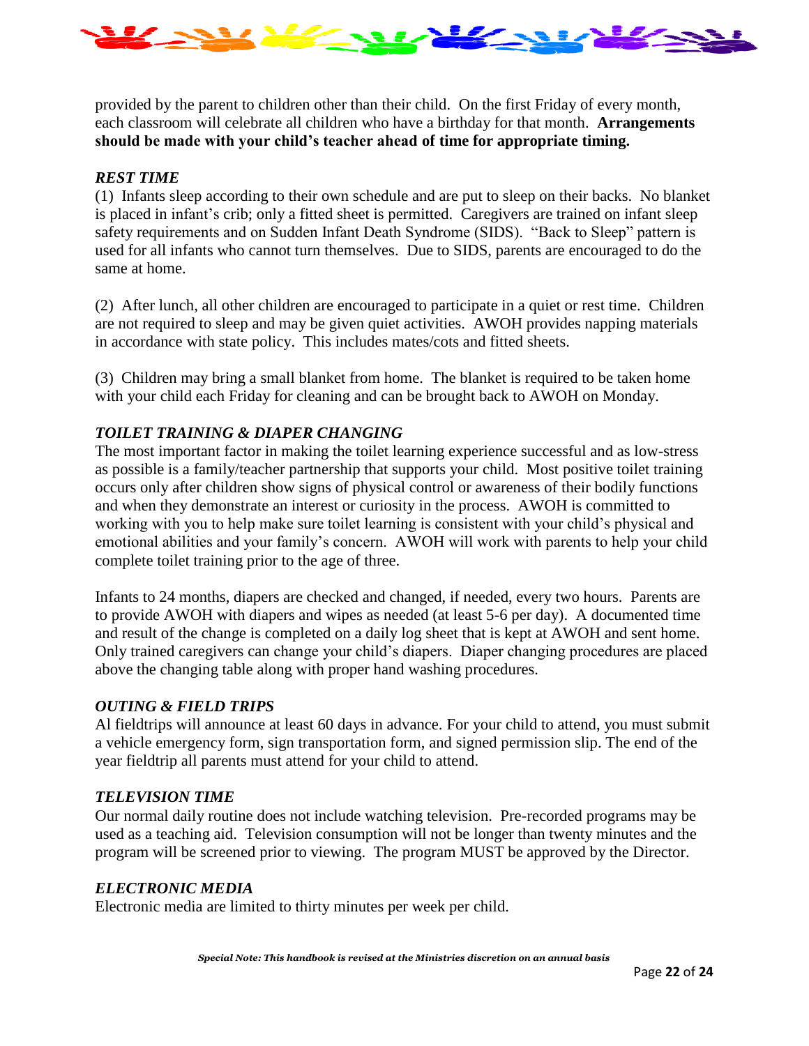provided by the parent to children other than their child. On the first Friday of every month, each classroom will celebrate all children who have a birthday for that month. **Arrangements should be made with your child's teacher ahead of time for appropriate timing.**

### *REST TIME*

(1) Infants sleep according to their own schedule and are put to sleep on their backs. No blanket is placed in infant's crib; only a fitted sheet is permitted. Caregivers are trained on infant sleep safety requirements and on Sudden Infant Death Syndrome (SIDS). "Back to Sleep" pattern is used for all infants who cannot turn themselves. Due to SIDS, parents are encouraged to do the same at home.

(2) After lunch, all other children are encouraged to participate in a quiet or rest time. Children are not required to sleep and may be given quiet activities. AWOH provides napping materials in accordance with state policy. This includes mates/cots and fitted sheets.

(3) Children may bring a small blanket from home. The blanket is required to be taken home with your child each Friday for cleaning and can be brought back to AWOH on Monday.

### *TOILET TRAINING & DIAPER CHANGING*

The most important factor in making the toilet learning experience successful and as low-stress as possible is a family/teacher partnership that supports your child. Most positive toilet training occurs only after children show signs of physical control or awareness of their bodily functions and when they demonstrate an interest or curiosity in the process. AWOH is committed to working with you to help make sure toilet learning is consistent with your child's physical and emotional abilities and your family's concern. AWOH will work with parents to help your child complete toilet training prior to the age of three.

Infants to 24 months, diapers are checked and changed, if needed, every two hours. Parents are to provide AWOH with diapers and wipes as needed (at least 5-6 per day). A documented time and result of the change is completed on a daily log sheet that is kept at AWOH and sent home. Only trained caregivers can change your child's diapers. Diaper changing procedures are placed above the changing table along with proper hand washing procedures.

### *OUTING & FIELD TRIPS*

Al fieldtrips will announce at least 60 days in advance. For your child to attend, you must submit a vehicle emergency form, sign transportation form, and signed permission slip. The end of the year fieldtrip all parents must attend for your child to attend.

### *TELEVISION TIME*

Our normal daily routine does not include watching television. Pre-recorded programs may be used as a teaching aid. Television consumption will not be longer than twenty minutes and the program will be screened prior to viewing. The program MUST be approved by the Director.

### *ELECTRONIC MEDIA*

Electronic media are limited to thirty minutes per week per child.

***Special Note: This handbook is revised at the Ministries discretion on an annual basis***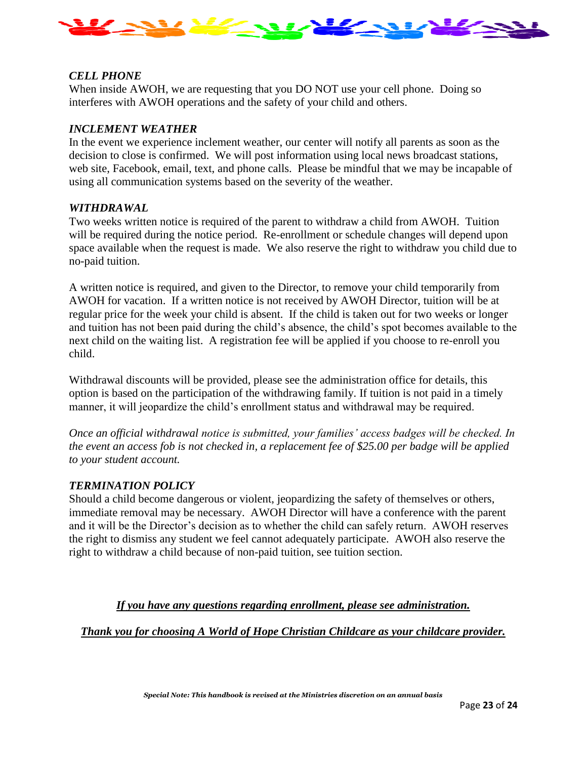### *CELL PHONE*

When inside AWOH, we are requesting that you DO NOT use your cell phone. Doing so interferes with AWOH operations and the safety of your child and others.

### *INCLEMENT WEATHER*

In the event we experience inclement weather, our center will notify all parents as soon as the decision to close is confirmed. We will post information using local news broadcast stations, web site, Facebook, email, text, and phone calls. Please be mindful that we may be incapable of using all communication systems based on the severity of the weather.

### *WITHDRAWAL*

Two weeks written notice is required of the parent to withdraw a child from AWOH. Tuition will be required during the notice period. Re-enrollment or schedule changes will depend upon space available when the request is made. We also reserve the right to withdraw you child due to no-paid tuition.

A written notice is required, and given to the Director, to remove your child temporarily from AWOH for vacation. If a written notice is not received by AWOH Director, tuition will be at regular price for the week your child is absent. If the child is taken out for two weeks or longer and tuition has not been paid during the child's absence, the child's spot becomes available to the next child on the waiting list. A registration fee will be applied if you choose to re-enroll you child.

Withdrawal discounts will be provided, please see the administration office for details, this option is based on the participation of the withdrawing family. If tuition is not paid in a timely manner, it will jeopardize the child's enrollment status and withdrawal may be required.

*Once an official withdrawal notice is submitted, your families' access badges will be checked. In the event an access fob is not checked in, a replacement fee of $25.00 per badge will be applied to your student account.*

### *TERMINATION POLICY*

Should a child become dangerous or violent, jeopardizing the safety of themselves or others, immediate removal may be necessary. AWOH Director will have a conference with the parent and it will be the Director's decision as to whether the child can safely return. AWOH reserves the right to dismiss any student we feel cannot adequately participate. AWOH also reserve the right to withdraw a child because of non-paid tuition, see tuition section.

***If you have any questions regarding enrollment, please see administration.***

***Thank you for choosing A World of Hope Christian Childcare as your childcare provider.***

***Special Note: This handbook is revised at the Ministries discretion on an annual basis***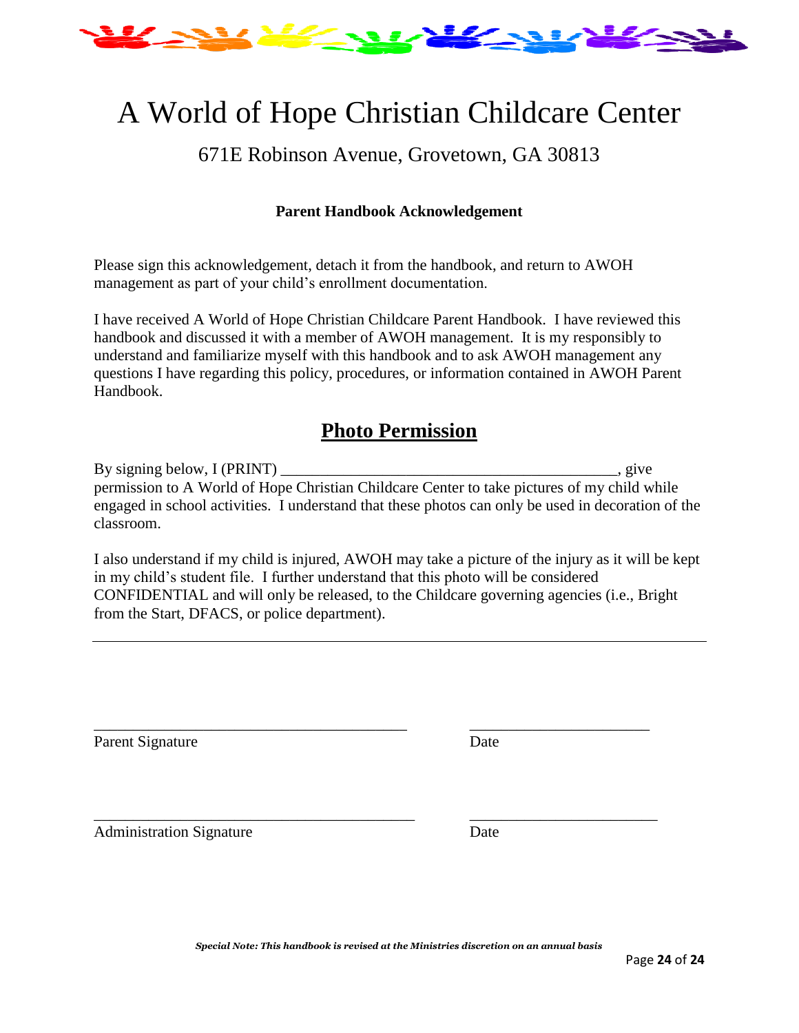# A World of Hope Christian Childcare Center

671E Robinson Avenue, Grovetown, GA 30813

**Parent Handbook Acknowledgement**

Please sign this acknowledgement, detach it from the handbook, and return to AWOH management as part of your child's enrollment documentation.

I have received A World of Hope Christian Childcare Parent Handbook. I have reviewed this handbook and discussed it with a member of AWOH management. It is my responsibly to understand and familiarize myself with this handbook and to ask AWOH management any questions I have regarding this policy, procedures, or information contained in AWOH Parent Handbook.

## Photo Permission

By signing below, I (PRINT) ___________________________________________, give permission to A World of Hope Christian Childcare Center to take pictures of my child while engaged in school activities. I understand that these photos can only be used in decoration of the classroom.

I also understand if my child is injured, AWOH may take a picture of the injury as it will be kept in my child's student file. I further understand that this photo will be considered CONFIDENTIAL and will only be released, to the Childcare governing agencies (i.e., Bright from the Start, DFACS, or police department).

---

_________________________________________ _______________________

Parent Signature Date

_________________________________________ _______________________

Administration Signature Date

***Special Note: This handbook is revised at the Ministries discretion on an annual basis***